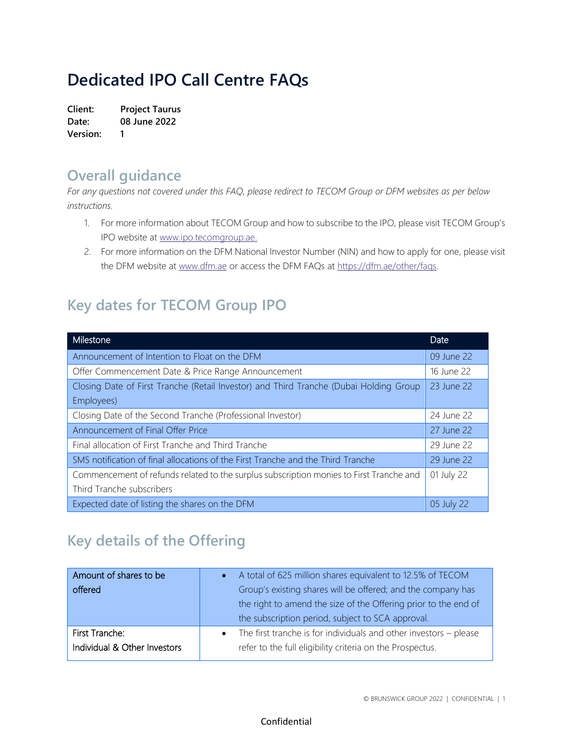# Dedicated IPO Call Centre FAQs

**Client:** **Project Taurus**
**Date:** **08 June 2022**
**Version:** **1**

## Overall guidance

*For any questions not covered under this FAQ, please redirect to TECOM Group or DFM websites as per below instructions.*

1. For more information about TECOM Group and how to subscribe to the IPO, please visit TECOM Group's IPO website at www.ipo.tecomgroup.ae.
2. For more information on the DFM National Investor Number (NIN) and how to apply for one, please visit the DFM website at www.dfm.ae or access the DFM FAQs at https://dfm.ae/other/faqs.

## Key dates for TECOM Group IPO

| Milestone | Date |
|---|---|
| Announcement of Intention to Float on the DFM | 09 June 22 |
| Offer Commencement Date & Price Range Announcement | 16 June 22 |
| Closing Date of First Tranche (Retail Investor) and Third Tranche (Dubai Holding Group Employees) | 23 June 22 |
| Closing Date of the Second Tranche (Professional Investor) | 24 June 22 |
| Announcement of Final Offer Price | 27 June 22 |
| Final allocation of First Tranche and Third Tranche | 29 June 22 |
| SMS notification of final allocations of the First Tranche and the Third Tranche | 29 June 22 |
| Commencement of refunds related to the surplus subscription monies to First Tranche and Third Tranche subscribers | 01 July 22 |
| Expected date of listing the shares on the DFM | 05 July 22 |

## Key details of the Offering

| | |
|---|---|
| Amount of shares to be offered | • A total of 625 million shares equivalent to 12.5% of TECOM Group's existing shares will be offered; and the company has the right to amend the size of the Offering prior to the end of the subscription period, subject to SCA approval. |
| First Tranche: Individual & Other Investors | • The first tranche is for individuals and other investors – please refer to the full eligibility criteria on the Prospectus. |

Confidential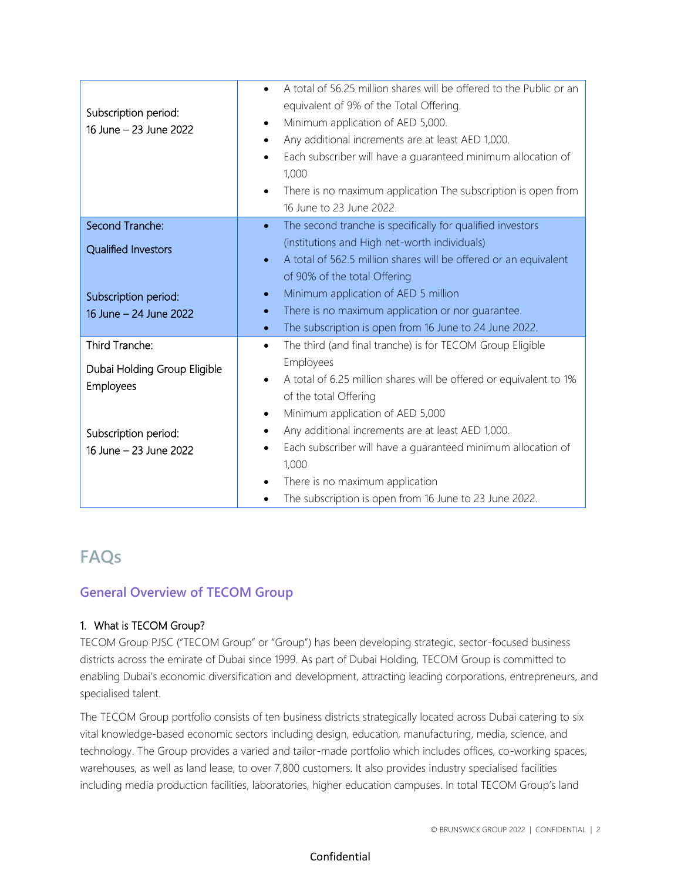| | |
|---|---|
| Subscription period:<br>16 June – 23 June 2022 | • A total of 56.25 million shares will be offered to the Public or an equivalent of 9% of the Total Offering.<br>• Minimum application of AED 5,000.<br>• Any additional increments are at least AED 1,000.<br>• Each subscriber will have a guaranteed minimum allocation of 1,000<br>• There is no maximum application The subscription is open from 16 June to 23 June 2022. |
| Second Tranche:<br>Qualified Investors<br><br>Subscription period:<br>16 June – 24 June 2022 | • The second tranche is specifically for qualified investors (institutions and High net-worth individuals)<br>• A total of 562.5 million shares will be offered or an equivalent of 90% of the total Offering<br>• Minimum application of AED 5 million<br>• There is no maximum application or nor guarantee.<br>• The subscription is open from 16 June to 24 June 2022. |
| Third Tranche:<br>Dubai Holding Group Eligible Employees<br><br>Subscription period:<br>16 June – 23 June 2022 | • The third (and final tranche) is for TECOM Group Eligible Employees<br>• A total of 6.25 million shares will be offered or equivalent to 1% of the total Offering<br>• Minimum application of AED 5,000<br>• Any additional increments are at least AED 1,000.<br>• Each subscriber will have a guaranteed minimum allocation of 1,000<br>• There is no maximum application<br>• The subscription is open from 16 June to 23 June 2022. |

# FAQs

## General Overview of TECOM Group

### 1. What is TECOM Group?

TECOM Group PJSC ("TECOM Group" or "Group") has been developing strategic, sector-focused business districts across the emirate of Dubai since 1999. As part of Dubai Holding, TECOM Group is committed to enabling Dubai's economic diversification and development, attracting leading corporations, entrepreneurs, and specialised talent.

The TECOM Group portfolio consists of ten business districts strategically located across Dubai catering to six vital knowledge-based economic sectors including design, education, manufacturing, media, science, and technology. The Group provides a varied and tailor-made portfolio which includes offices, co-working spaces, warehouses, as well as land lease, to over 7,800 customers. It also provides industry specialised facilities including media production facilities, laboratories, higher education campuses. In total TECOM Group's land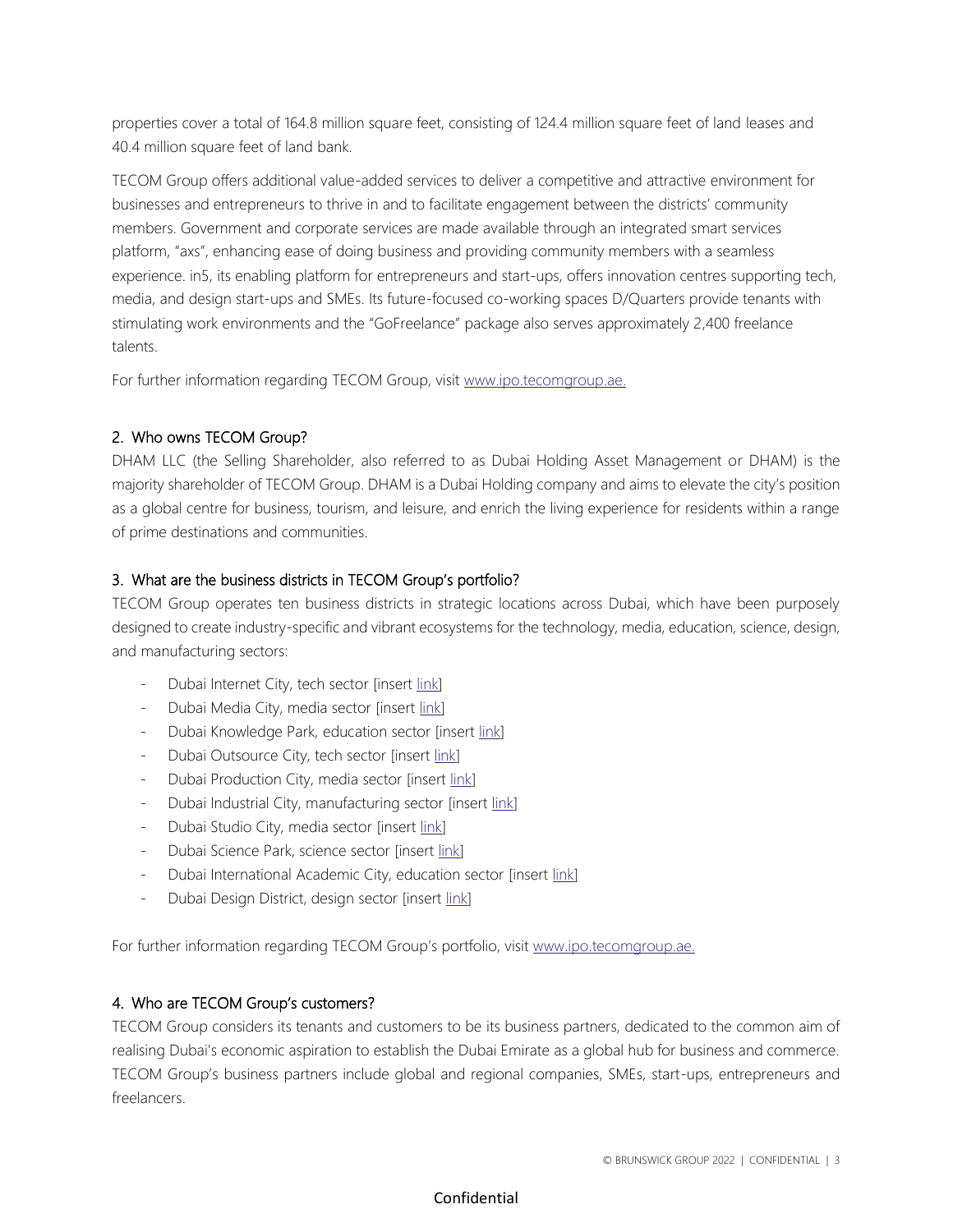properties cover a total of 164.8 million square feet, consisting of 124.4 million square feet of land leases and 40.4 million square feet of land bank.

TECOM Group offers additional value-added services to deliver a competitive and attractive environment for businesses and entrepreneurs to thrive in and to facilitate engagement between the districts' community members. Government and corporate services are made available through an integrated smart services platform, "axs", enhancing ease of doing business and providing community members with a seamless experience. in5, its enabling platform for entrepreneurs and start-ups, offers innovation centres supporting tech, media, and design start-ups and SMEs. Its future-focused co-working spaces D/Quarters provide tenants with stimulating work environments and the "GoFreelance" package also serves approximately 2,400 freelance talents.

For further information regarding TECOM Group, visit www.ipo.tecomgroup.ae.

## 2. Who owns TECOM Group?

DHAM LLC (the Selling Shareholder, also referred to as Dubai Holding Asset Management or DHAM) is the majority shareholder of TECOM Group. DHAM is a Dubai Holding company and aims to elevate the city's position as a global centre for business, tourism, and leisure, and enrich the living experience for residents within a range of prime destinations and communities.

## 3. What are the business districts in TECOM Group's portfolio?

TECOM Group operates ten business districts in strategic locations across Dubai, which have been purposely designed to create industry-specific and vibrant ecosystems for the technology, media, education, science, design, and manufacturing sectors:

- Dubai Internet City, tech sector [insert link]
- Dubai Media City, media sector [insert link]
- Dubai Knowledge Park, education sector [insert link]
- Dubai Outsource City, tech sector [insert link]
- Dubai Production City, media sector [insert link]
- Dubai Industrial City, manufacturing sector [insert link]
- Dubai Studio City, media sector [insert link]
- Dubai Science Park, science sector [insert link]
- Dubai International Academic City, education sector [insert link]
- Dubai Design District, design sector [insert link]

For further information regarding TECOM Group's portfolio, visit www.ipo.tecomgroup.ae.

## 4. Who are TECOM Group's customers?

TECOM Group considers its tenants and customers to be its business partners, dedicated to the common aim of realising Dubai's economic aspiration to establish the Dubai Emirate as a global hub for business and commerce. TECOM Group's business partners include global and regional companies, SMEs, start-ups, entrepreneurs and freelancers.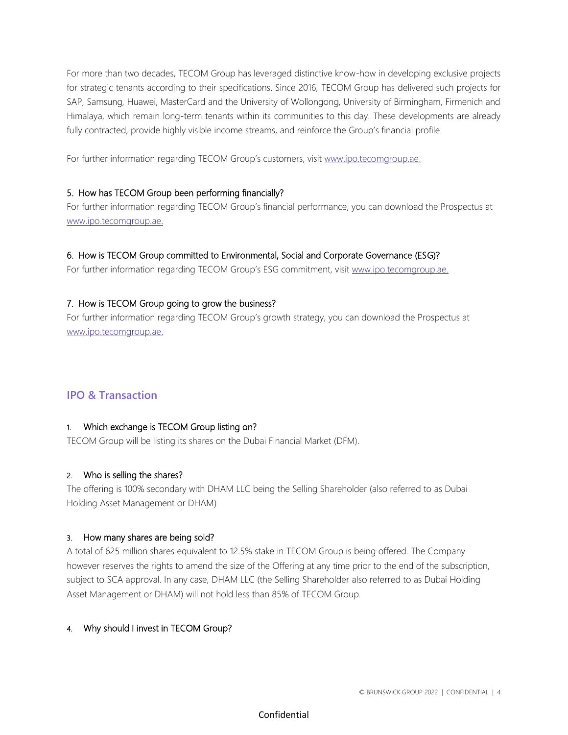For more than two decades, TECOM Group has leveraged distinctive know-how in developing exclusive projects for strategic tenants according to their specifications. Since 2016, TECOM Group has delivered such projects for SAP, Samsung, Huawei, MasterCard and the University of Wollongong, University of Birmingham, Firmenich and Himalaya, which remain long-term tenants within its communities to this day. These developments are already fully contracted, provide highly visible income streams, and reinforce the Group's financial profile.

For further information regarding TECOM Group's customers, visit [www.ipo.tecomgroup.ae.](www.ipo.tecomgroup.ae)

### 5. How has TECOM Group been performing financially?

For further information regarding TECOM Group's financial performance, you can download the Prospectus at [www.ipo.tecomgroup.ae.](www.ipo.tecomgroup.ae)

### 6. How is TECOM Group committed to Environmental, Social and Corporate Governance (ESG)?

For further information regarding TECOM Group's ESG commitment, visit [www.ipo.tecomgroup.ae.](www.ipo.tecomgroup.ae)

### 7. How is TECOM Group going to grow the business?

For further information regarding TECOM Group's growth strategy, you can download the Prospectus at [www.ipo.tecomgroup.ae.](www.ipo.tecomgroup.ae)

## IPO & Transaction

### 1. Which exchange is TECOM Group listing on?

TECOM Group will be listing its shares on the Dubai Financial Market (DFM).

### 2. Who is selling the shares?

The offering is 100% secondary with DHAM LLC being the Selling Shareholder (also referred to as Dubai Holding Asset Management or DHAM)

### 3. How many shares are being sold?

A total of 625 million shares equivalent to 12.5% stake in TECOM Group is being offered. The Company however reserves the rights to amend the size of the Offering at any time prior to the end of the subscription, subject to SCA approval. In any case, DHAM LLC (the Selling Shareholder also referred to as Dubai Holding Asset Management or DHAM) will not hold less than 85% of TECOM Group.

### 4. Why should I invest in TECOM Group?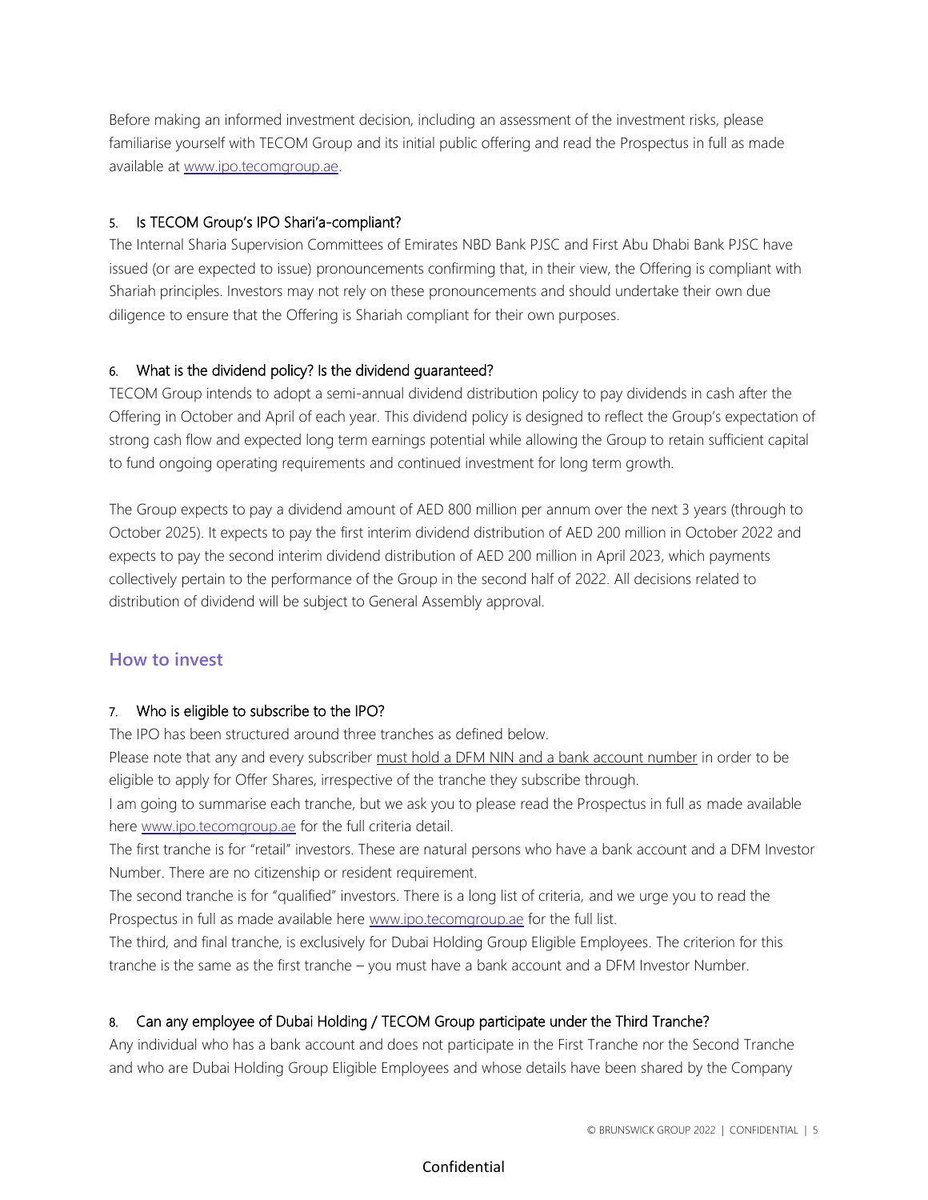Before making an informed investment decision, including an assessment of the investment risks, please familiarise yourself with TECOM Group and its initial public offering and read the Prospectus in full as made available at [www.ipo.tecomgroup.ae](http://www.ipo.tecomgroup.ae).

5. Is TECOM Group's IPO Shari'a-compliant?

The Internal Sharia Supervision Committees of Emirates NBD Bank PJSC and First Abu Dhabi Bank PJSC have issued (or are expected to issue) pronouncements confirming that, in their view, the Offering is compliant with Shariah principles. Investors may not rely on these pronouncements and should undertake their own due diligence to ensure that the Offering is Shariah compliant for their own purposes.

6. What is the dividend policy? Is the dividend guaranteed?

TECOM Group intends to adopt a semi-annual dividend distribution policy to pay dividends in cash after the Offering in October and April of each year. This dividend policy is designed to reflect the Group's expectation of strong cash flow and expected long term earnings potential while allowing the Group to retain sufficient capital to fund ongoing operating requirements and continued investment for long term growth.

The Group expects to pay a dividend amount of AED 800 million per annum over the next 3 years (through to October 2025). It expects to pay the first interim dividend distribution of AED 200 million in October 2022 and expects to pay the second interim dividend distribution of AED 200 million in April 2023, which payments collectively pertain to the performance of the Group in the second half of 2022. All decisions related to distribution of dividend will be subject to General Assembly approval.

## How to invest

7. Who is eligible to subscribe to the IPO?

The IPO has been structured around three tranches as defined below.

Please note that any and every subscriber must hold a DFM NIN and a bank account number in order to be eligible to apply for Offer Shares, irrespective of the tranche they subscribe through.

I am going to summarise each tranche, but we ask you to please read the Prospectus in full as made available here [www.ipo.tecomgroup.ae](http://www.ipo.tecomgroup.ae) for the full criteria detail.

The first tranche is for "retail" investors. These are natural persons who have a bank account and a DFM Investor Number. There are no citizenship or resident requirement.

The second tranche is for "qualified" investors. There is a long list of criteria, and we urge you to read the Prospectus in full as made available here [www.ipo.tecomgroup.ae](http://www.ipo.tecomgroup.ae) for the full list.

The third, and final tranche, is exclusively for Dubai Holding Group Eligible Employees. The criterion for this tranche is the same as the first tranche – you must have a bank account and a DFM Investor Number.

8. Can any employee of Dubai Holding / TECOM Group participate under the Third Tranche?

Any individual who has a bank account and does not participate in the First Tranche nor the Second Tranche and who are Dubai Holding Group Eligible Employees and whose details have been shared by the Company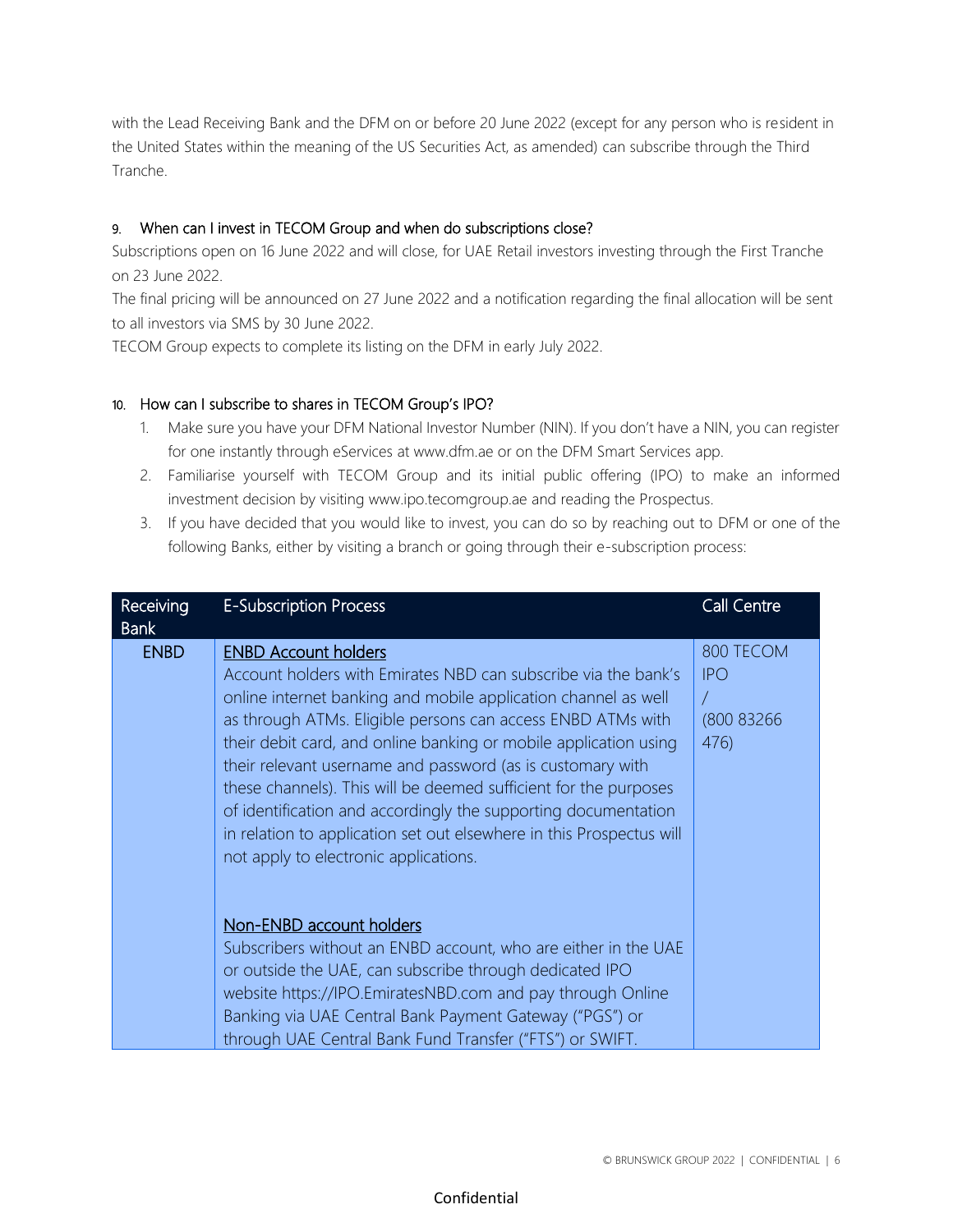with the Lead Receiving Bank and the DFM on or before 20 June 2022 (except for any person who is resident in the United States within the meaning of the US Securities Act, as amended) can subscribe through the Third Tranche.

## 9. When can I invest in TECOM Group and when do subscriptions close?

Subscriptions open on 16 June 2022 and will close, for UAE Retail investors investing through the First Tranche on 23 June 2022.

The final pricing will be announced on 27 June 2022 and a notification regarding the final allocation will be sent to all investors via SMS by 30 June 2022.

TECOM Group expects to complete its listing on the DFM in early July 2022.

## 10. How can I subscribe to shares in TECOM Group's IPO?

1. Make sure you have your DFM National Investor Number (NIN). If you don't have a NIN, you can register for one instantly through eServices at www.dfm.ae or on the DFM Smart Services app.
2. Familiarise yourself with TECOM Group and its initial public offering (IPO) to make an informed investment decision by visiting www.ipo.tecomgroup.ae and reading the Prospectus.
3. If you have decided that you would like to invest, you can do so by reaching out to DFM or one of the following Banks, either by visiting a branch or going through their e-subscription process:

| Receiving Bank | E-Subscription Process | Call Centre |
| --- | --- | --- |
| ENBD | ENBD Account holders<br>Account holders with Emirates NBD can subscribe via the bank's online internet banking and mobile application channel as well as through ATMs. Eligible persons can access ENBD ATMs with their debit card, and online banking or mobile application using their relevant username and password (as is customary with these channels). This will be deemed sufficient for the purposes of identification and accordingly the supporting documentation in relation to application set out elsewhere in this Prospectus will not apply to electronic applications.<br><br>Non-ENBD account holders<br>Subscribers without an ENBD account, who are either in the UAE or outside the UAE, can subscribe through dedicated IPO website https://IPO.EmiratesNBD.com and pay through Online Banking via UAE Central Bank Payment Gateway ("PGS") or through UAE Central Bank Fund Transfer ("FTS") or SWIFT. | 800 TECOM IPO / (800 83266 476) |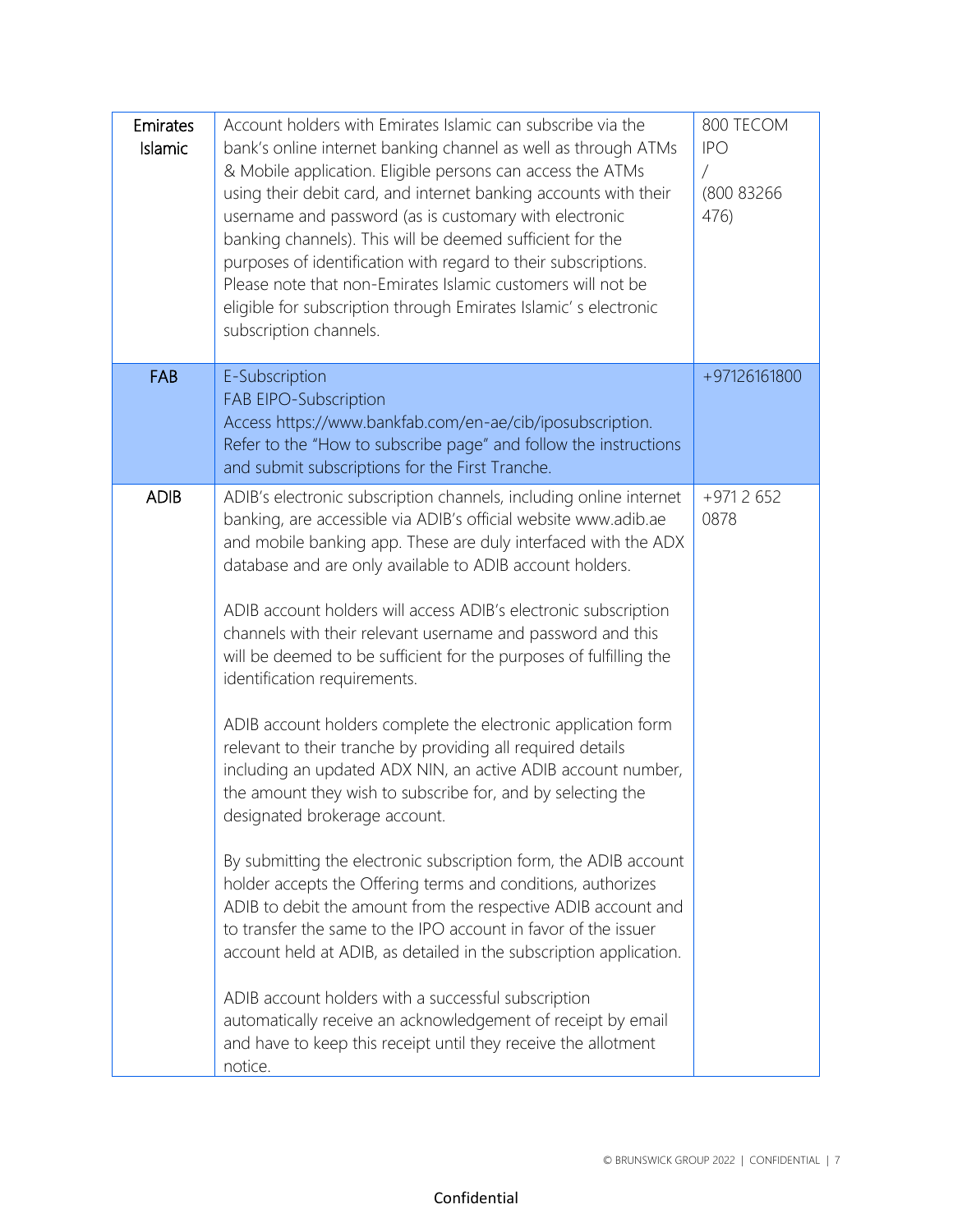| | | |
|---|---|---|
| Emirates Islamic | Account holders with Emirates Islamic can subscribe via the bank's online internet banking channel as well as through ATMs & Mobile application. Eligible persons can access the ATMs using their debit card, and internet banking accounts with their username and password (as is customary with electronic banking channels). This will be deemed sufficient for the purposes of identification with regard to their subscriptions. Please note that non-Emirates Islamic customers will not be eligible for subscription through Emirates Islamic' s electronic subscription channels. | 800 TECOM IPO / (800 83266 476) |
| FAB | E-Subscription<br>FAB EIPO-Subscription<br>Access https://www.bankfab.com/en-ae/cib/iposubscription. Refer to the "How to subscribe page" and follow the instructions and submit subscriptions for the First Tranche. | +97126161800 |
| ADIB | ADIB's electronic subscription channels, including online internet banking, are accessible via ADIB's official website www.adib.ae and mobile banking app. These are duly interfaced with the ADX database and are only available to ADIB account holders.<br><br>ADIB account holders will access ADIB's electronic subscription channels with their relevant username and password and this will be deemed to be sufficient for the purposes of fulfilling the identification requirements.<br><br>ADIB account holders complete the electronic application form relevant to their tranche by providing all required details including an updated ADX NIN, an active ADIB account number, the amount they wish to subscribe for, and by selecting the designated brokerage account.<br><br>By submitting the electronic subscription form, the ADIB account holder accepts the Offering terms and conditions, authorizes ADIB to debit the amount from the respective ADIB account and to transfer the same to the IPO account in favor of the issuer account held at ADIB, as detailed in the subscription application.<br><br>ADIB account holders with a successful subscription automatically receive an acknowledgement of receipt by email and have to keep this receipt until they receive the allotment notice. | +971 2 652 0878 |

Confidential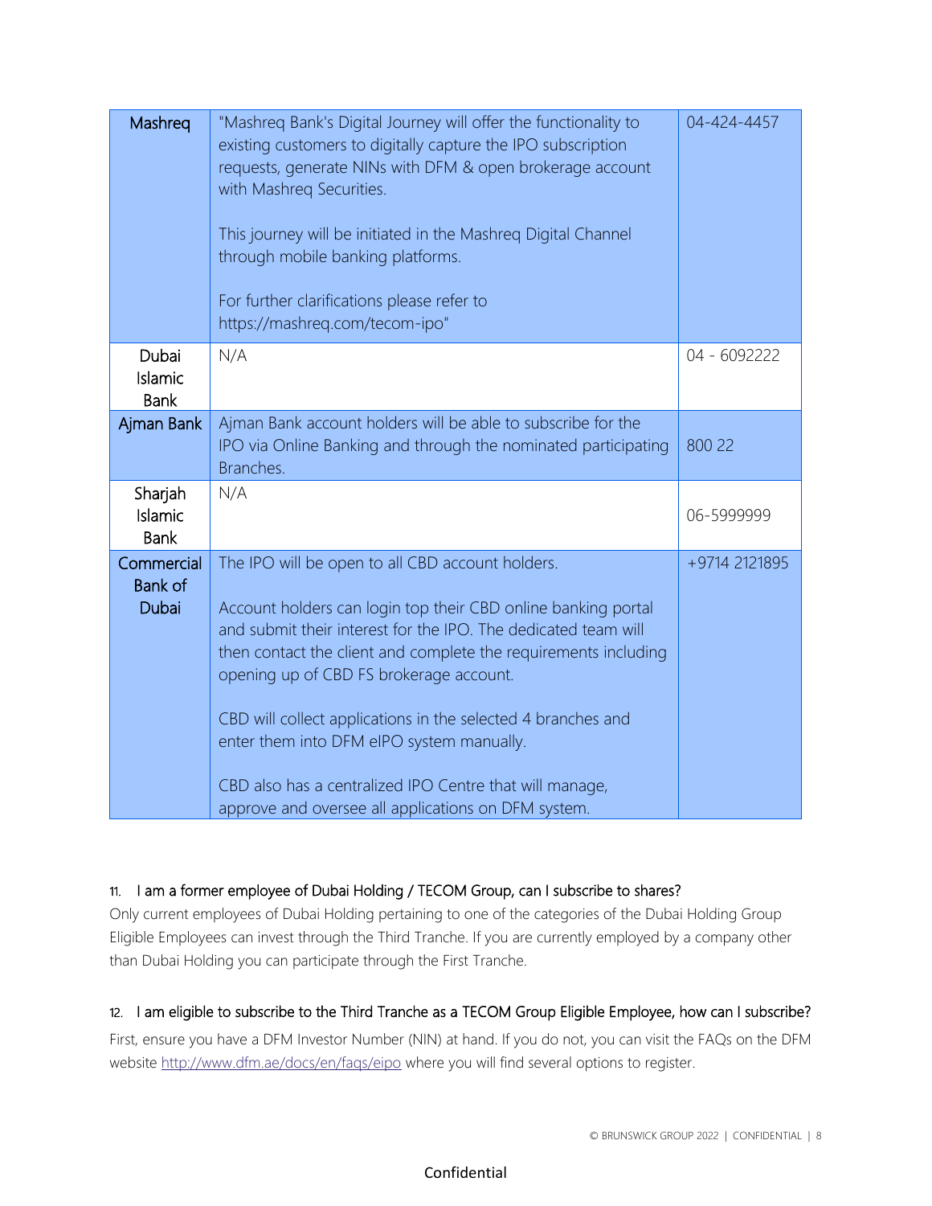| | | |
|---|---|---|
| Mashreq | "Mashreq Bank's Digital Journey will offer the functionality to existing customers to digitally capture the IPO subscription requests, generate NINs with DFM & open brokerage account with Mashreq Securities.<br><br>This journey will be initiated in the Mashreq Digital Channel through mobile banking platforms.<br><br>For further clarifications please refer to https://mashreq.com/tecom-ipo" | 04-424-4457 |
| Dubai Islamic Bank | N/A | 04 - 6092222 |
| Ajman Bank | Ajman Bank account holders will be able to subscribe for the IPO via Online Banking and through the nominated participating Branches. | 800 22 |
| Sharjah Islamic Bank | N/A | 06-5999999 |
| Commercial Bank of Dubai | The IPO will be open to all CBD account holders.<br><br>Account holders can login top their CBD online banking portal and submit their interest for the IPO. The dedicated team will then contact the client and complete the requirements including opening up of CBD FS brokerage account.<br><br>CBD will collect applications in the selected 4 branches and enter them into DFM eIPO system manually.<br><br>CBD also has a centralized IPO Centre that will manage, approve and oversee all applications on DFM system. | +9714 2121895 |

### 11. I am a former employee of Dubai Holding / TECOM Group, can I subscribe to shares?

Only current employees of Dubai Holding pertaining to one of the categories of the Dubai Holding Group Eligible Employees can invest through the Third Tranche. If you are currently employed by a company other than Dubai Holding you can participate through the First Tranche.

### 12. I am eligible to subscribe to the Third Tranche as a TECOM Group Eligible Employee, how can I subscribe?

First, ensure you have a DFM Investor Number (NIN) at hand. If you do not, you can visit the FAQs on the DFM website [http://www.dfm.ae/docs/en/faqs/eipo](http://www.dfm.ae/docs/en/faqs/eipo) where you will find several options to register.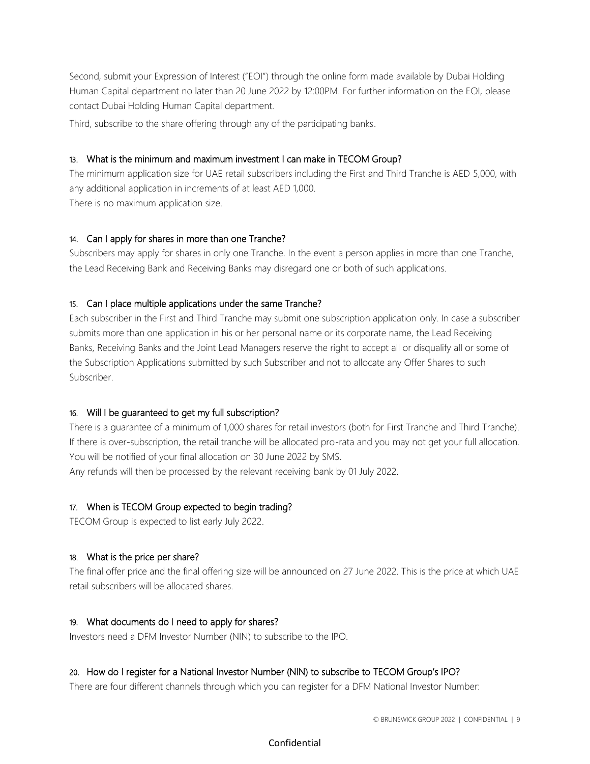Second, submit your Expression of Interest ("EOI") through the online form made available by Dubai Holding Human Capital department no later than 20 June 2022 by 12:00PM. For further information on the EOI, please contact Dubai Holding Human Capital department.

Third, subscribe to the share offering through any of the participating banks.

### 13. What is the minimum and maximum investment I can make in TECOM Group?

The minimum application size for UAE retail subscribers including the First and Third Tranche is AED 5,000, with any additional application in increments of at least AED 1,000.
There is no maximum application size.

### 14. Can I apply for shares in more than one Tranche?

Subscribers may apply for shares in only one Tranche. In the event a person applies in more than one Tranche, the Lead Receiving Bank and Receiving Banks may disregard one or both of such applications.

### 15. Can I place multiple applications under the same Tranche?

Each subscriber in the First and Third Tranche may submit one subscription application only. In case a subscriber submits more than one application in his or her personal name or its corporate name, the Lead Receiving Banks, Receiving Banks and the Joint Lead Managers reserve the right to accept all or disqualify all or some of the Subscription Applications submitted by such Subscriber and not to allocate any Offer Shares to such Subscriber.

### 16. Will I be guaranteed to get my full subscription?

There is a guarantee of a minimum of 1,000 shares for retail investors (both for First Tranche and Third Tranche). If there is over-subscription, the retail tranche will be allocated pro-rata and you may not get your full allocation. You will be notified of your final allocation on 30 June 2022 by SMS.
Any refunds will then be processed by the relevant receiving bank by 01 July 2022.

### 17. When is TECOM Group expected to begin trading?

TECOM Group is expected to list early July 2022.

### 18. What is the price per share?

The final offer price and the final offering size will be announced on 27 June 2022. This is the price at which UAE retail subscribers will be allocated shares.

### 19. What documents do I need to apply for shares?

Investors need a DFM Investor Number (NIN) to subscribe to the IPO.

### 20. How do I register for a National Investor Number (NIN) to subscribe to TECOM Group's IPO?

There are four different channels through which you can register for a DFM National Investor Number: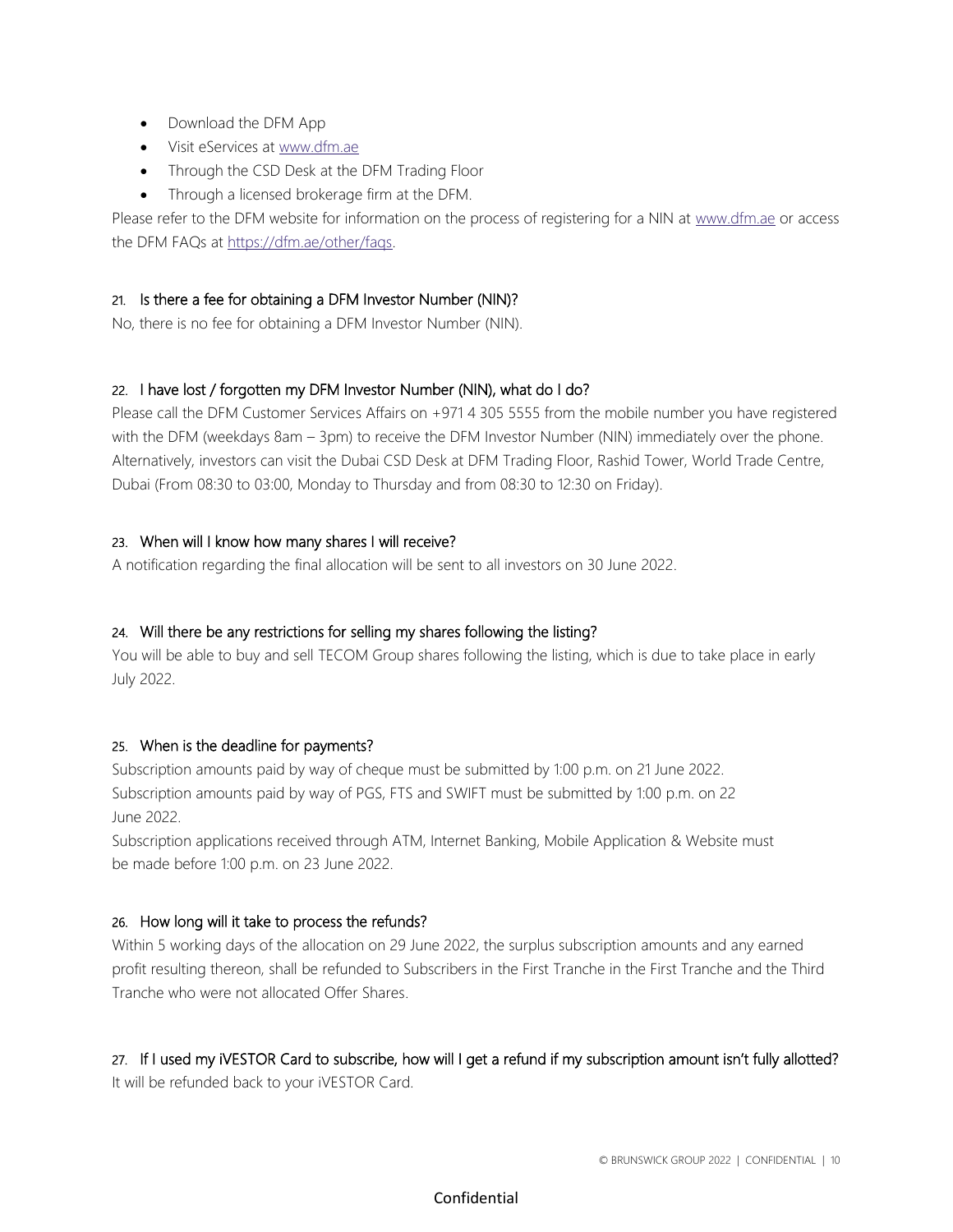- Download the DFM App
- Visit eServices at www.dfm.ae
- Through the CSD Desk at the DFM Trading Floor
- Through a licensed brokerage firm at the DFM.

Please refer to the DFM website for information on the process of registering for a NIN at www.dfm.ae or access the DFM FAQs at https://dfm.ae/other/faqs.

### 21. Is there a fee for obtaining a DFM Investor Number (NIN)?

No, there is no fee for obtaining a DFM Investor Number (NIN).

### 22. I have lost / forgotten my DFM Investor Number (NIN), what do I do?

Please call the DFM Customer Services Affairs on +971 4 305 5555 from the mobile number you have registered with the DFM (weekdays 8am – 3pm) to receive the DFM Investor Number (NIN) immediately over the phone. Alternatively, investors can visit the Dubai CSD Desk at DFM Trading Floor, Rashid Tower, World Trade Centre, Dubai (From 08:30 to 03:00, Monday to Thursday and from 08:30 to 12:30 on Friday).

### 23. When will I know how many shares I will receive?

A notification regarding the final allocation will be sent to all investors on 30 June 2022.

### 24. Will there be any restrictions for selling my shares following the listing?

You will be able to buy and sell TECOM Group shares following the listing, which is due to take place in early July 2022.

### 25. When is the deadline for payments?

Subscription amounts paid by way of cheque must be submitted by 1:00 p.m. on 21 June 2022.
Subscription amounts paid by way of PGS, FTS and SWIFT must be submitted by 1:00 p.m. on 22 June 2022.
Subscription applications received through ATM, Internet Banking, Mobile Application & Website must be made before 1:00 p.m. on 23 June 2022.

### 26. How long will it take to process the refunds?

Within 5 working days of the allocation on 29 June 2022, the surplus subscription amounts and any earned profit resulting thereon, shall be refunded to Subscribers in the First Tranche in the First Tranche and the Third Tranche who were not allocated Offer Shares.

### 27. If I used my iVESTOR Card to subscribe, how will I get a refund if my subscription amount isn't fully allotted?

It will be refunded back to your iVESTOR Card.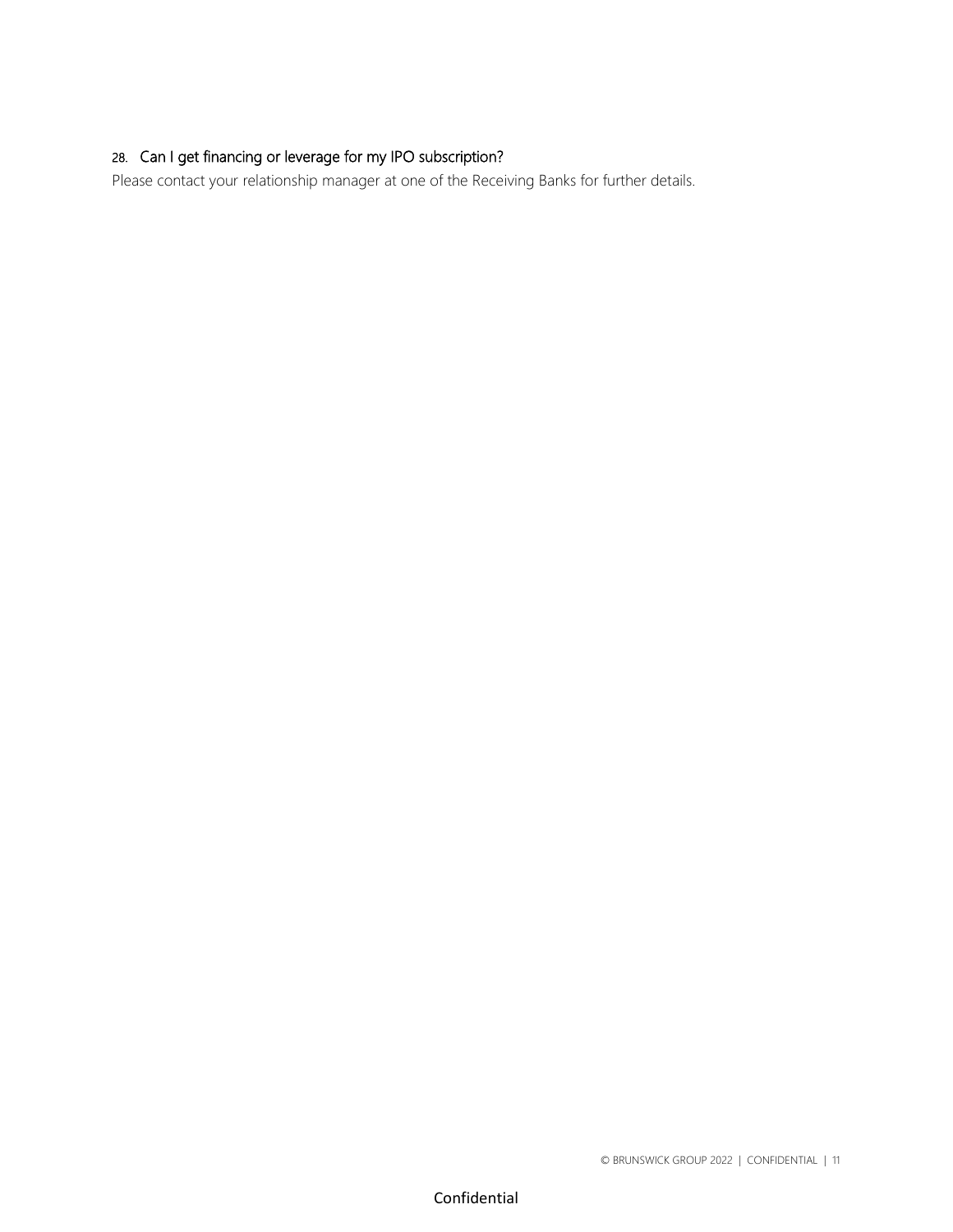### 28. Can I get financing or leverage for my IPO subscription?

Please contact your relationship manager at one of the Receiving Banks for further details.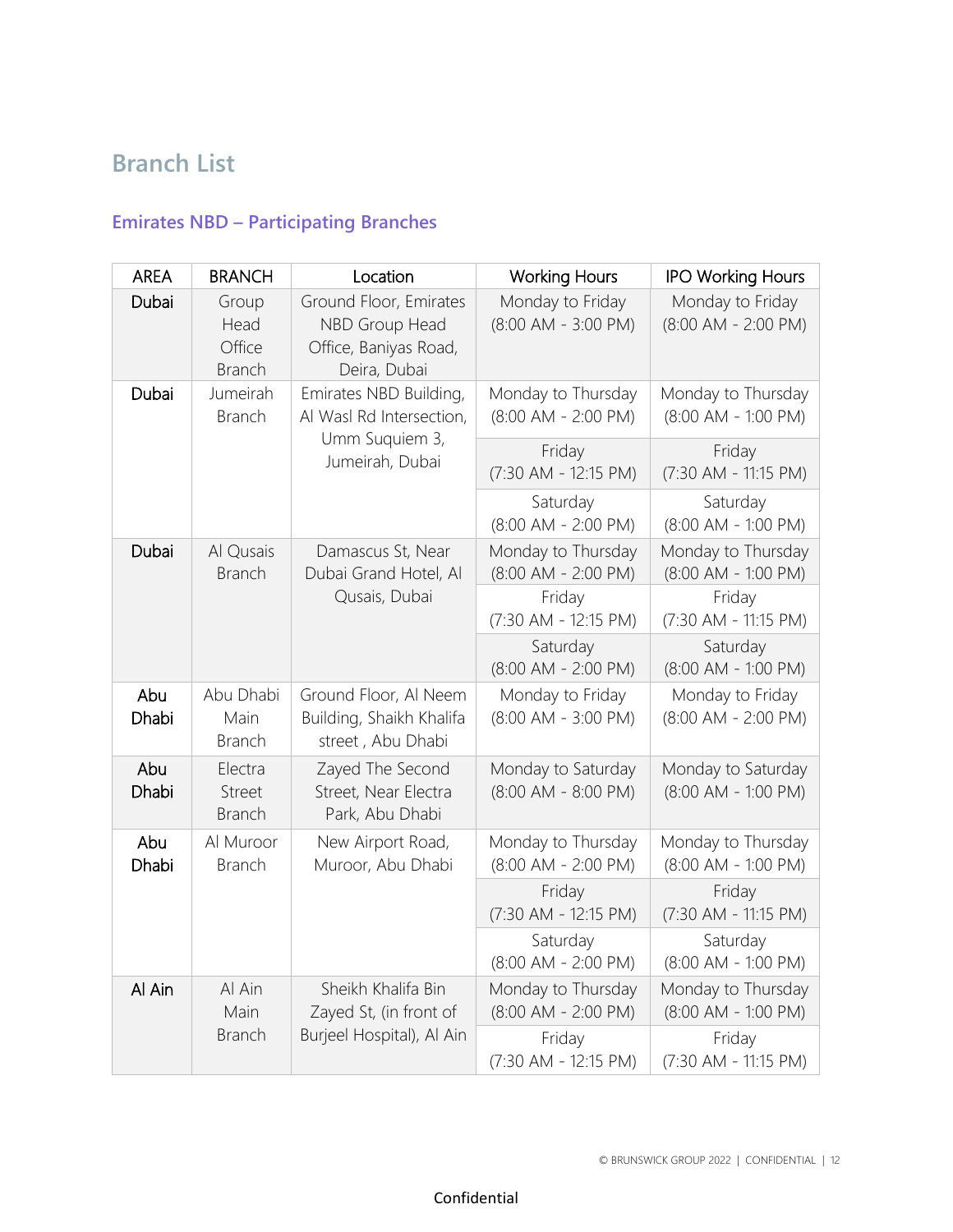# Branch List

## Emirates NBD – Participating Branches

| AREA | BRANCH | Location | Working Hours | IPO Working Hours |
|---|---|---|---|---|
| Dubai | Group Head Office Branch | Ground Floor, Emirates NBD Group Head Office, Baniyas Road, Deira, Dubai | Monday to Friday (8:00 AM - 3:00 PM) | Monday to Friday (8:00 AM - 2:00 PM) |
| Dubai | Jumeirah Branch | Emirates NBD Building, Al Wasl Rd Intersection, Umm Suquiem 3, Jumeirah, Dubai | Monday to Thursday (8:00 AM - 2:00 PM) | Monday to Thursday (8:00 AM - 1:00 PM) |
| | | | Friday (7:30 AM - 12:15 PM) | Friday (7:30 AM - 11:15 PM) |
| | | | Saturday (8:00 AM - 2:00 PM) | Saturday (8:00 AM - 1:00 PM) |
| Dubai | Al Qusais Branch | Damascus St, Near Dubai Grand Hotel, Al Qusais, Dubai | Monday to Thursday (8:00 AM - 2:00 PM) | Monday to Thursday (8:00 AM - 1:00 PM) |
| | | | Friday (7:30 AM - 12:15 PM) | Friday (7:30 AM - 11:15 PM) |
| | | | Saturday (8:00 AM - 2:00 PM) | Saturday (8:00 AM - 1:00 PM) |
| Abu Dhabi | Abu Dhabi Main Branch | Ground Floor, Al Neem Building, Shaikh Khalifa street , Abu Dhabi | Monday to Friday (8:00 AM - 3:00 PM) | Monday to Friday (8:00 AM - 2:00 PM) |
| Abu Dhabi | Electra Street Branch | Zayed The Second Street, Near Electra Park, Abu Dhabi | Monday to Saturday (8:00 AM - 8:00 PM) | Monday to Saturday (8:00 AM - 1:00 PM) |
| Abu Dhabi | Al Muroor Branch | New Airport Road, Muroor, Abu Dhabi | Monday to Thursday (8:00 AM - 2:00 PM) | Monday to Thursday (8:00 AM - 1:00 PM) |
| | | | Friday (7:30 AM - 12:15 PM) | Friday (7:30 AM - 11:15 PM) |
| | | | Saturday (8:00 AM - 2:00 PM) | Saturday (8:00 AM - 1:00 PM) |
| Al Ain | Al Ain Main Branch | Sheikh Khalifa Bin Zayed St, (in front of Burjeel Hospital), Al Ain | Monday to Thursday (8:00 AM - 2:00 PM) | Monday to Thursday (8:00 AM - 1:00 PM) |
| | | | Friday (7:30 AM - 12:15 PM) | Friday (7:30 AM - 11:15 PM) |

© BRUNSWICK GROUP 2022 | CONFIDENTIAL

Confidential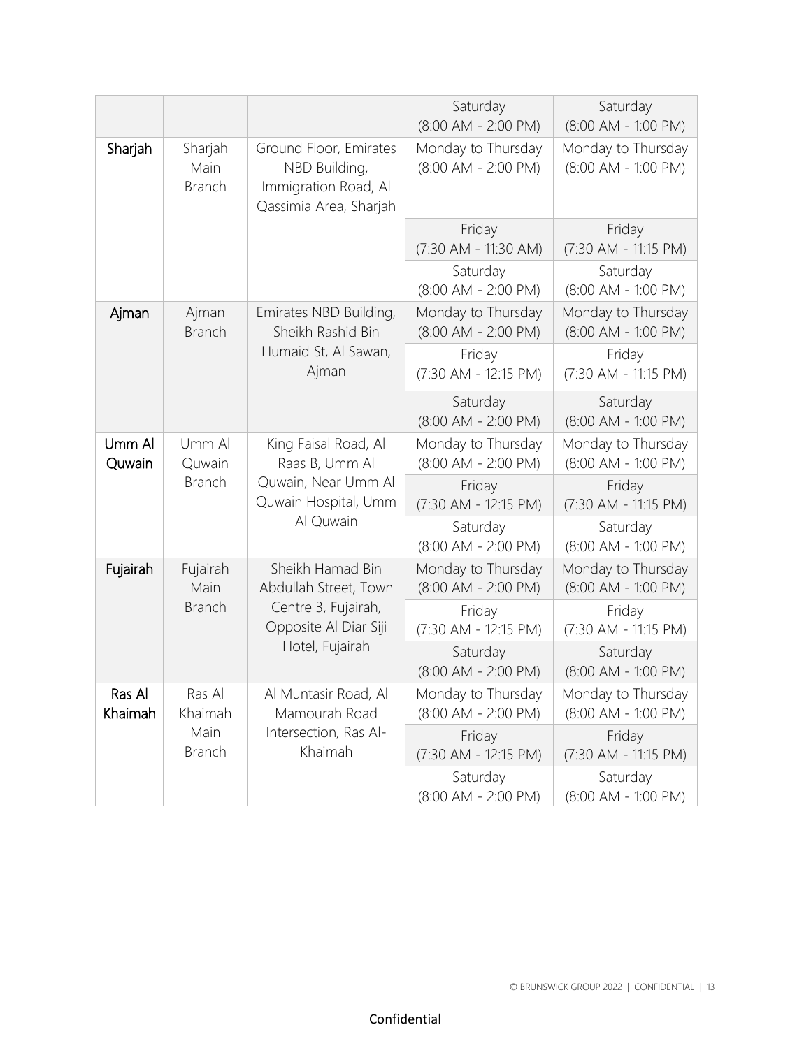| | | | | |
|---|---|---|---|---|
| | | | Saturday (8:00 AM - 2:00 PM) | Saturday (8:00 AM - 1:00 PM) |
| **Sharjah** | Sharjah Main Branch | Ground Floor, Emirates NBD Building, Immigration Road, Al Qassimia Area, Sharjah | Monday to Thursday (8:00 AM - 2:00 PM) | Monday to Thursday (8:00 AM - 1:00 PM) |
| | | | Friday (7:30 AM - 11:30 AM) | Friday (7:30 AM - 11:15 PM) |
| | | | Saturday (8:00 AM - 2:00 PM) | Saturday (8:00 AM - 1:00 PM) |
| **Ajman** | Ajman Branch | Emirates NBD Building, Sheikh Rashid Bin Humaid St, Al Sawan, Ajman | Monday to Thursday (8:00 AM - 2:00 PM) | Monday to Thursday (8:00 AM - 1:00 PM) |
| | | | Friday (7:30 AM - 12:15 PM) | Friday (7:30 AM - 11:15 PM) |
| | | | Saturday (8:00 AM - 2:00 PM) | Saturday (8:00 AM - 1:00 PM) |
| **Umm Al Quwain** | Umm Al Quwain Branch | King Faisal Road, Al Raas B, Umm Al Quwain, Near Umm Al Quwain Hospital, Umm Al Quwain | Monday to Thursday (8:00 AM - 2:00 PM) | Monday to Thursday (8:00 AM - 1:00 PM) |
| | | | Friday (7:30 AM - 12:15 PM) | Friday (7:30 AM - 11:15 PM) |
| | | | Saturday (8:00 AM - 2:00 PM) | Saturday (8:00 AM - 1:00 PM) |
| **Fujairah** | Fujairah Main Branch | Sheikh Hamad Bin Abdullah Street, Town Centre 3, Fujairah, Opposite Al Diar Siji Hotel, Fujairah | Monday to Thursday (8:00 AM - 2:00 PM) | Monday to Thursday (8:00 AM - 1:00 PM) |
| | | | Friday (7:30 AM - 12:15 PM) | Friday (7:30 AM - 11:15 PM) |
| | | | Saturday (8:00 AM - 2:00 PM) | Saturday (8:00 AM - 1:00 PM) |
| **Ras Al Khaimah** | Ras Al Khaimah Main Branch | Al Muntasir Road, Al Mamourah Road Intersection, Ras Al-Khaimah | Monday to Thursday (8:00 AM - 2:00 PM) | Monday to Thursday (8:00 AM - 1:00 PM) |
| | | | Friday (7:30 AM - 12:15 PM) | Friday (7:30 AM - 11:15 PM) |
| | | | Saturday (8:00 AM - 2:00 PM) | Saturday (8:00 AM - 1:00 PM) |

Confidential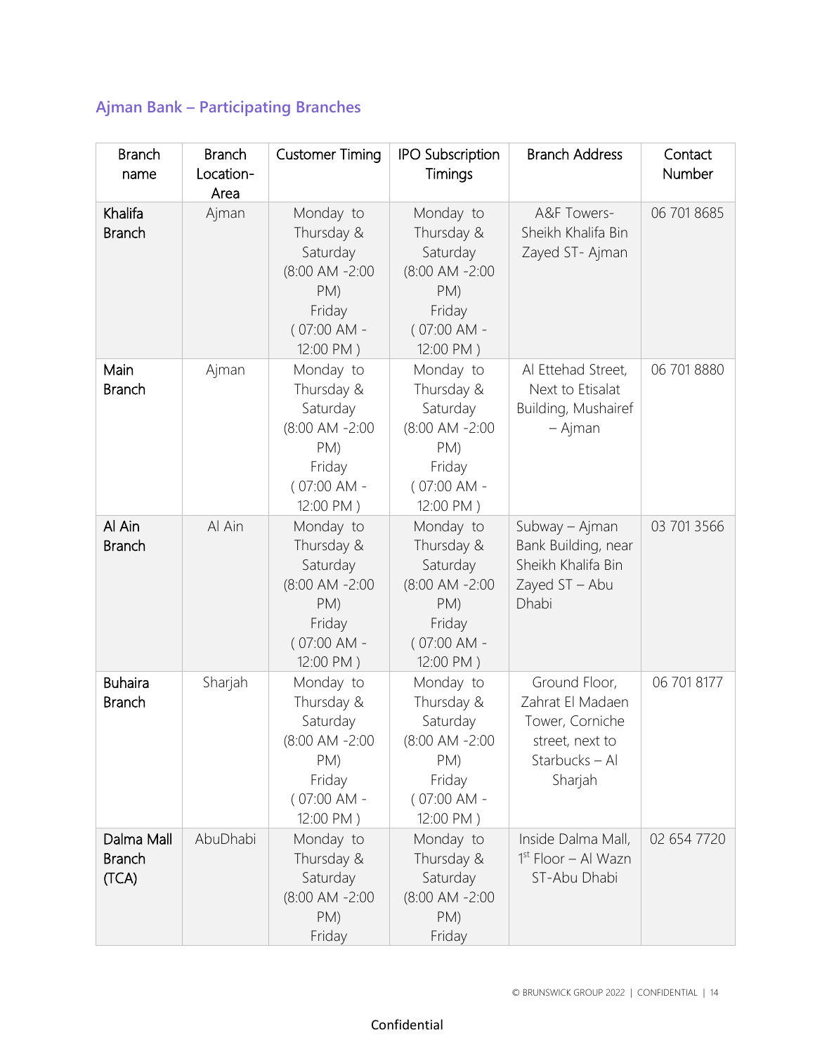## Ajman Bank – Participating Branches

| Branch name | Branch Location-Area | Customer Timing | IPO Subscription Timings | Branch Address | Contact Number |
|---|---|---|---|---|---|
| Khalifa Branch | Ajman | Monday to Thursday & Saturday (8:00 AM -2:00 PM) Friday ( 07:00 AM - 12:00 PM ) | Monday to Thursday & Saturday (8:00 AM -2:00 PM) Friday ( 07:00 AM - 12:00 PM ) | A&F Towers- Sheikh Khalifa Bin Zayed ST- Ajman | 06 701 8685 |
| Main Branch | Ajman | Monday to Thursday & Saturday (8:00 AM -2:00 PM) Friday ( 07:00 AM - 12:00 PM ) | Monday to Thursday & Saturday (8:00 AM -2:00 PM) Friday ( 07:00 AM - 12:00 PM ) | Al Ettehad Street, Next to Etisalat Building, Mushairef – Ajman | 06 701 8880 |
| Al Ain Branch | Al Ain | Monday to Thursday & Saturday (8:00 AM -2:00 PM) Friday ( 07:00 AM - 12:00 PM ) | Monday to Thursday & Saturday (8:00 AM -2:00 PM) Friday ( 07:00 AM - 12:00 PM ) | Subway – Ajman Bank Building, near Sheikh Khalifa Bin Zayed ST – Abu Dhabi | 03 701 3566 |
| Buhaira Branch | Sharjah | Monday to Thursday & Saturday (8:00 AM -2:00 PM) Friday ( 07:00 AM - 12:00 PM ) | Monday to Thursday & Saturday (8:00 AM -2:00 PM) Friday ( 07:00 AM - 12:00 PM ) | Ground Floor, Zahrat El Madaen Tower, Corniche street, next to Starbucks – Al Sharjah | 06 701 8177 |
| Dalma Mall Branch (TCA) | AbuDhabi | Monday to Thursday & Saturday (8:00 AM -2:00 PM) Friday | Monday to Thursday & Saturday (8:00 AM -2:00 PM) Friday | Inside Dalma Mall, 1st Floor – Al Wazn ST-Abu Dhabi | 02 654 7720 |

Confidential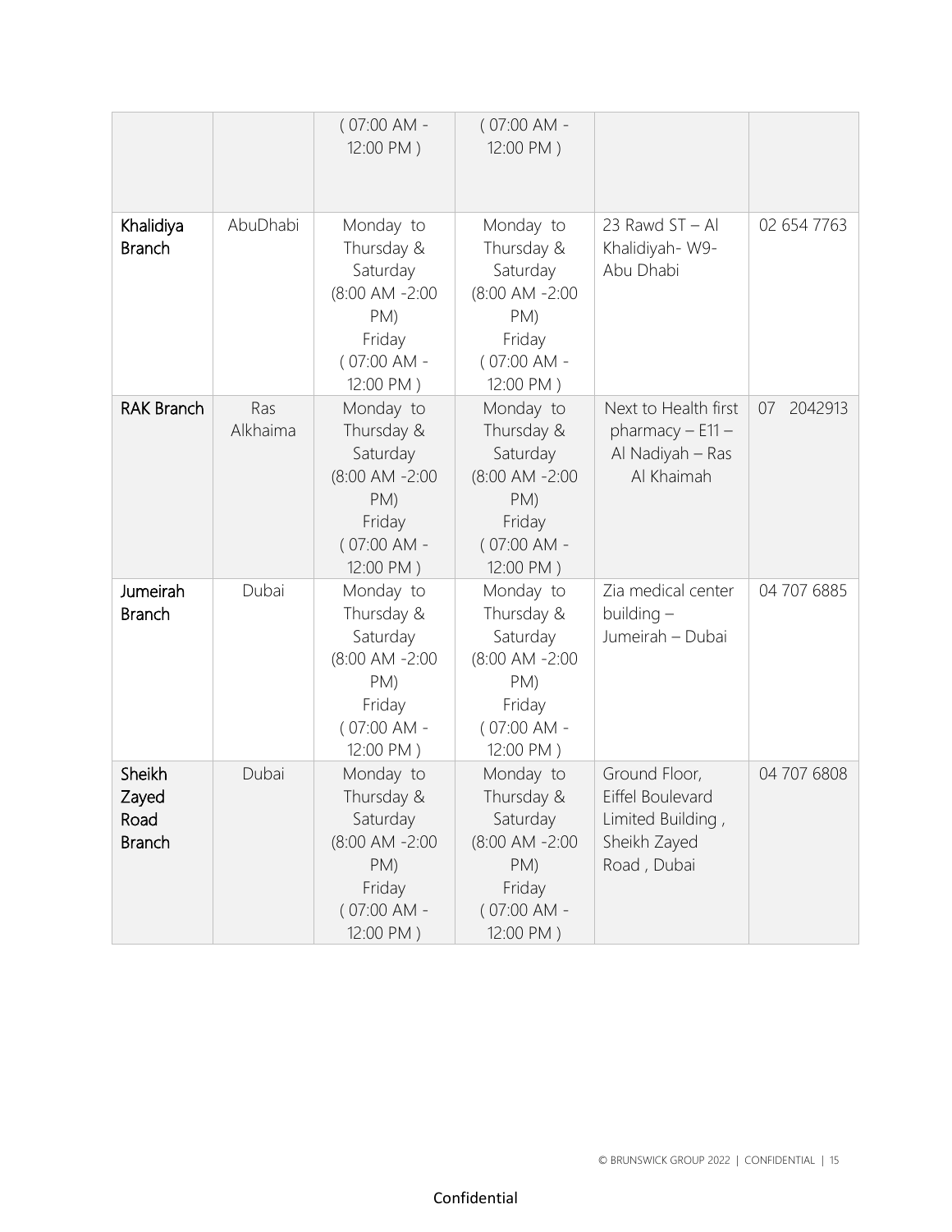| | | | | | |
|---|---|---|---|---|---|
| | | ( 07:00 AM - 12:00 PM ) | ( 07:00 AM - 12:00 PM ) | | |
| Khalidiya Branch | AbuDhabi | Monday to Thursday & Saturday (8:00 AM -2:00 PM) Friday ( 07:00 AM - 12:00 PM ) | Monday to Thursday & Saturday (8:00 AM -2:00 PM) Friday ( 07:00 AM - 12:00 PM ) | 23 Rawd ST – Al Khalidiyah- W9- Abu Dhabi | 02 654 7763 |
| RAK Branch | Ras Alkhaima | Monday to Thursday & Saturday (8:00 AM -2:00 PM) Friday ( 07:00 AM - 12:00 PM ) | Monday to Thursday & Saturday (8:00 AM -2:00 PM) Friday ( 07:00 AM - 12:00 PM ) | Next to Health first pharmacy – E11 – Al Nadiyah – Ras Al Khaimah | 07 2042913 |
| Jumeirah Branch | Dubai | Monday to Thursday & Saturday (8:00 AM -2:00 PM) Friday ( 07:00 AM - 12:00 PM ) | Monday to Thursday & Saturday (8:00 AM -2:00 PM) Friday ( 07:00 AM - 12:00 PM ) | Zia medical center building – Jumeirah – Dubai | 04 707 6885 |
| Sheikh Zayed Road Branch | Dubai | Monday to Thursday & Saturday (8:00 AM -2:00 PM) Friday ( 07:00 AM - 12:00 PM ) | Monday to Thursday & Saturday (8:00 AM -2:00 PM) Friday ( 07:00 AM - 12:00 PM ) | Ground Floor, Eiffel Boulevard Limited Building , Sheikh Zayed Road , Dubai | 04 707 6808 |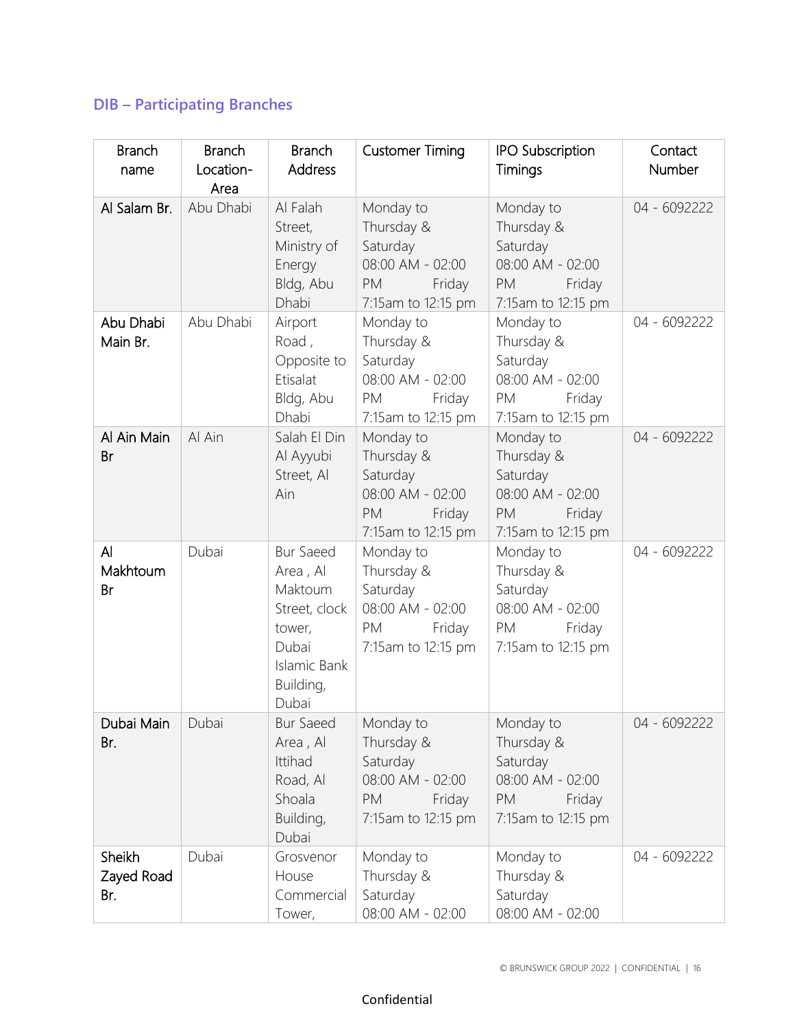## DIB – Participating Branches

| Branch name | Branch Location-Area | Branch Address | Customer Timing | IPO Subscription Timings | Contact Number |
|---|---|---|---|---|---|
| Al Salam Br. | Abu Dhabi | Al Falah Street, Ministry of Energy Bldg, Abu Dhabi | Monday to Thursday & Saturday 08:00 AM - 02:00 PM Friday 7:15am to 12:15 pm | Monday to Thursday & Saturday 08:00 AM - 02:00 PM Friday 7:15am to 12:15 pm | 04 - 6092222 |
| Abu Dhabi Main Br. | Abu Dhabi | Airport Road , Opposite to Etisalat Bldg, Abu Dhabi | Monday to Thursday & Saturday 08:00 AM - 02:00 PM Friday 7:15am to 12:15 pm | Monday to Thursday & Saturday 08:00 AM - 02:00 PM Friday 7:15am to 12:15 pm | 04 - 6092222 |
| Al Ain Main Br | Al Ain | Salah El Din Al Ayyubi Street, Al Ain | Monday to Thursday & Saturday 08:00 AM - 02:00 PM Friday 7:15am to 12:15 pm | Monday to Thursday & Saturday 08:00 AM - 02:00 PM Friday 7:15am to 12:15 pm | 04 - 6092222 |
| Al Makhtoum Br | Dubai | Bur Saeed Area , Al Maktoum Street, clock tower, Dubai Islamic Bank Building, Dubai | Monday to Thursday & Saturday 08:00 AM - 02:00 PM Friday 7:15am to 12:15 pm | Monday to Thursday & Saturday 08:00 AM - 02:00 PM Friday 7:15am to 12:15 pm | 04 - 6092222 |
| Dubai Main Br. | Dubai | Bur Saeed Area , Al Ittihad Road, Al Shoala Building, Dubai | Monday to Thursday & Saturday 08:00 AM - 02:00 PM Friday 7:15am to 12:15 pm | Monday to Thursday & Saturday 08:00 AM - 02:00 PM Friday 7:15am to 12:15 pm | 04 - 6092222 |
| Sheikh Zayed Road Br. | Dubai | Grosvenor House Commercial Tower, | Monday to Thursday & Saturday 08:00 AM - 02:00 | Monday to Thursday & Saturday 08:00 AM - 02:00 | 04 - 6092222 |

© BRUNSWICK GROUP 2022 | CONFIDENTIAL

Confidential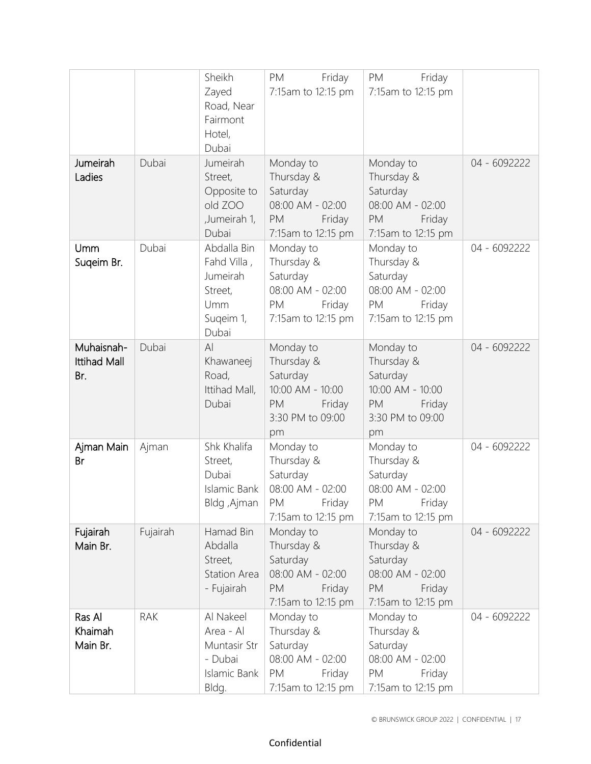| | | | | | |
|---|---|---|---|---|---|
| | | Sheikh Zayed Road, Near Fairmont Hotel, Dubai | PM Friday 7:15am to 12:15 pm | PM Friday 7:15am to 12:15 pm | |
| **Jumeirah Ladies** | Dubai | Jumeirah Street, Opposite to old ZOO ,Jumeirah 1, Dubai | Monday to Thursday & Saturday 08:00 AM - 02:00 PM Friday 7:15am to 12:15 pm | Monday to Thursday & Saturday 08:00 AM - 02:00 PM Friday 7:15am to 12:15 pm | 04 - 6092222 |
| **Umm Suqeim Br.** | Dubai | Abdalla Bin Fahd Villa , Jumeirah Street, Umm Suqeim 1, Dubai | Monday to Thursday & Saturday 08:00 AM - 02:00 PM Friday 7:15am to 12:15 pm | Monday to Thursday & Saturday 08:00 AM - 02:00 PM Friday 7:15am to 12:15 pm | 04 - 6092222 |
| **Muhaisnah-Ittihad Mall Br.** | Dubai | Al Khawaneej Road, Ittihad Mall, Dubai | Monday to Thursday & Saturday 10:00 AM - 10:00 PM Friday 3:30 PM to 09:00 pm | Monday to Thursday & Saturday 10:00 AM - 10:00 PM Friday 3:30 PM to 09:00 pm | 04 - 6092222 |
| **Ajman Main Br** | Ajman | Shk Khalifa Street, Dubai Islamic Bank Bldg ,Ajman | Monday to Thursday & Saturday 08:00 AM - 02:00 PM Friday 7:15am to 12:15 pm | Monday to Thursday & Saturday 08:00 AM - 02:00 PM Friday 7:15am to 12:15 pm | 04 - 6092222 |
| **Fujairah Main Br.** | Fujairah | Hamad Bin Abdalla Street, Station Area - Fujairah | Monday to Thursday & Saturday 08:00 AM - 02:00 PM Friday 7:15am to 12:15 pm | Monday to Thursday & Saturday 08:00 AM - 02:00 PM Friday 7:15am to 12:15 pm | 04 - 6092222 |
| **Ras Al Khaimah Main Br.** | RAK | Al Nakeel Area - Al Muntasir Str - Dubai Islamic Bank Bldg. | Monday to Thursday & Saturday 08:00 AM - 02:00 PM Friday 7:15am to 12:15 pm | Monday to Thursday & Saturday 08:00 AM - 02:00 PM Friday 7:15am to 12:15 pm | 04 - 6092222 |

© BRUNSWICK GROUP 2022 | CONFIDENTIAL

Confidential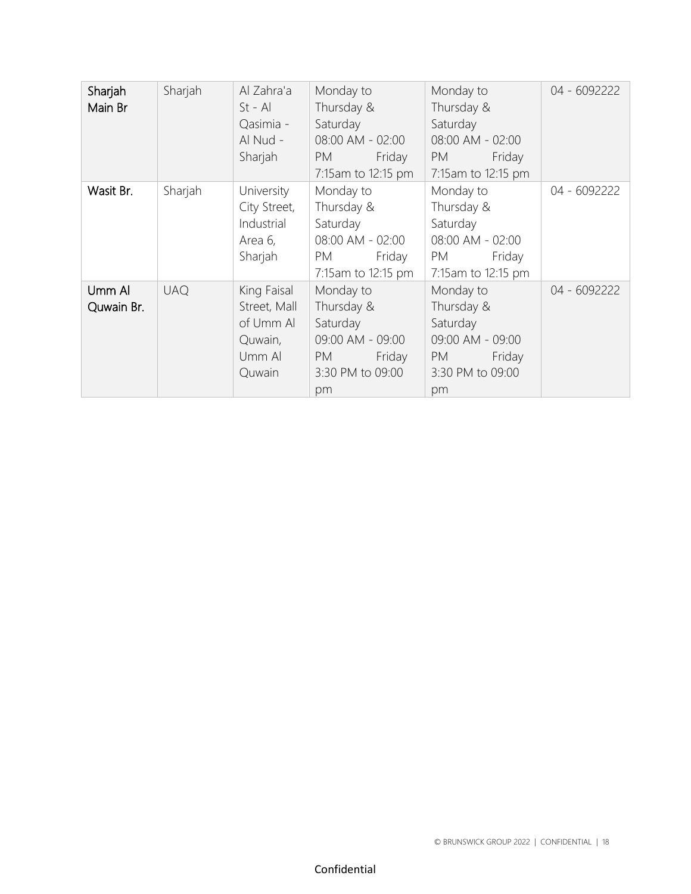| | | | | | |
|---|---|---|---|---|---|
| **Sharjah Main Br** | Sharjah | Al Zahra'a St - Al Qasimia - Al Nud - Sharjah | Monday to Thursday & Saturday 08:00 AM - 02:00 PM Friday 7:15am to 12:15 pm | Monday to Thursday & Saturday 08:00 AM - 02:00 PM Friday 7:15am to 12:15 pm | 04 - 6092222 |
| **Wasit Br.** | Sharjah | University City Street, Industrial Area 6, Sharjah | Monday to Thursday & Saturday 08:00 AM - 02:00 PM Friday 7:15am to 12:15 pm | Monday to Thursday & Saturday 08:00 AM - 02:00 PM Friday 7:15am to 12:15 pm | 04 - 6092222 |
| **Umm Al Quwain Br.** | UAQ | King Faisal Street, Mall of Umm Al Quwain, Umm Al Quwain | Monday to Thursday & Saturday 09:00 AM - 09:00 PM Friday 3:30 PM to 09:00 pm | Monday to Thursday & Saturday 09:00 AM - 09:00 PM Friday 3:30 PM to 09:00 pm | 04 - 6092222 |

© BRUNSWICK GROUP 2022 | CONFIDENTIAL

Confidential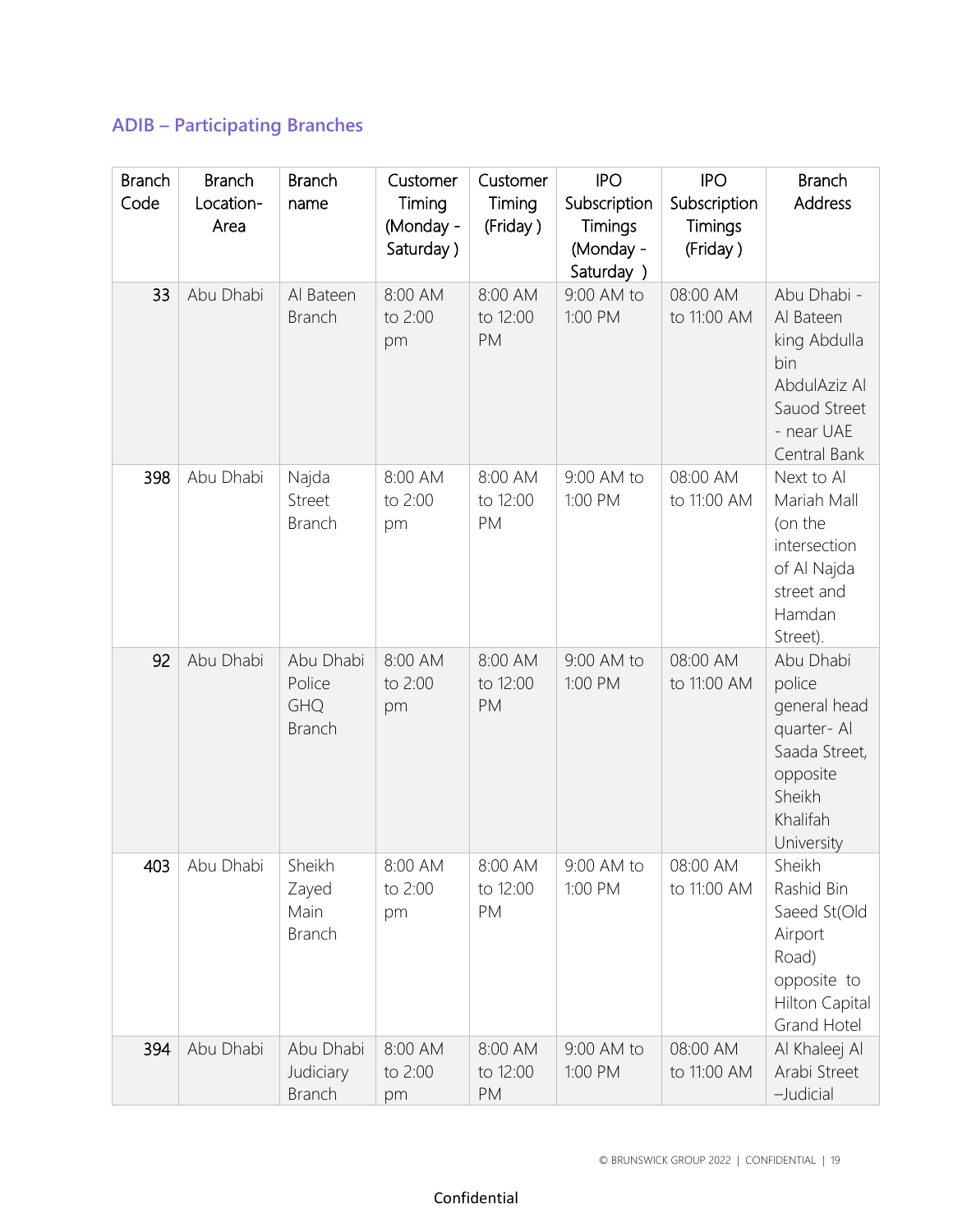## ADIB – Participating Branches

| Branch Code | Branch Location-Area | Branch name | Customer Timing (Monday - Saturday ) | Customer Timing (Friday ) | IPO Subscription Timings (Monday - Saturday ) | IPO Subscription Timings (Friday ) | Branch Address |
|---|---|---|---|---|---|---|---|
| 33 | Abu Dhabi | Al Bateen Branch | 8:00 AM to 2:00 pm | 8:00 AM to 12:00 PM | 9:00 AM to 1:00 PM | 08:00 AM to 11:00 AM | Abu Dhabi - Al Bateen king Abdulla bin AbdulAziz Al Sauod Street - near UAE Central Bank |
| 398 | Abu Dhabi | Najda Street Branch | 8:00 AM to 2:00 pm | 8:00 AM to 12:00 PM | 9:00 AM to 1:00 PM | 08:00 AM to 11:00 AM | Next to Al Mariah Mall (on the intersection of Al Najda street and Hamdan Street). |
| 92 | Abu Dhabi | Abu Dhabi Police GHQ Branch | 8:00 AM to 2:00 pm | 8:00 AM to 12:00 PM | 9:00 AM to 1:00 PM | 08:00 AM to 11:00 AM | Abu Dhabi police general head quarter- Al Saada Street, opposite Sheikh Khalifah University |
| 403 | Abu Dhabi | Sheikh Zayed Main Branch | 8:00 AM to 2:00 pm | 8:00 AM to 12:00 PM | 9:00 AM to 1:00 PM | 08:00 AM to 11:00 AM | Sheikh Rashid Bin Saeed St(Old Airport Road) opposite to Hilton Capital Grand Hotel |
| 394 | Abu Dhabi | Abu Dhabi Judiciary Branch | 8:00 AM to 2:00 pm | 8:00 AM to 12:00 PM | 9:00 AM to 1:00 PM | 08:00 AM to 11:00 AM | Al Khaleej Al Arabi Street –Judicial |

© BRUNSWICK GROUP 2022 | CONFIDENTIAL

Confidential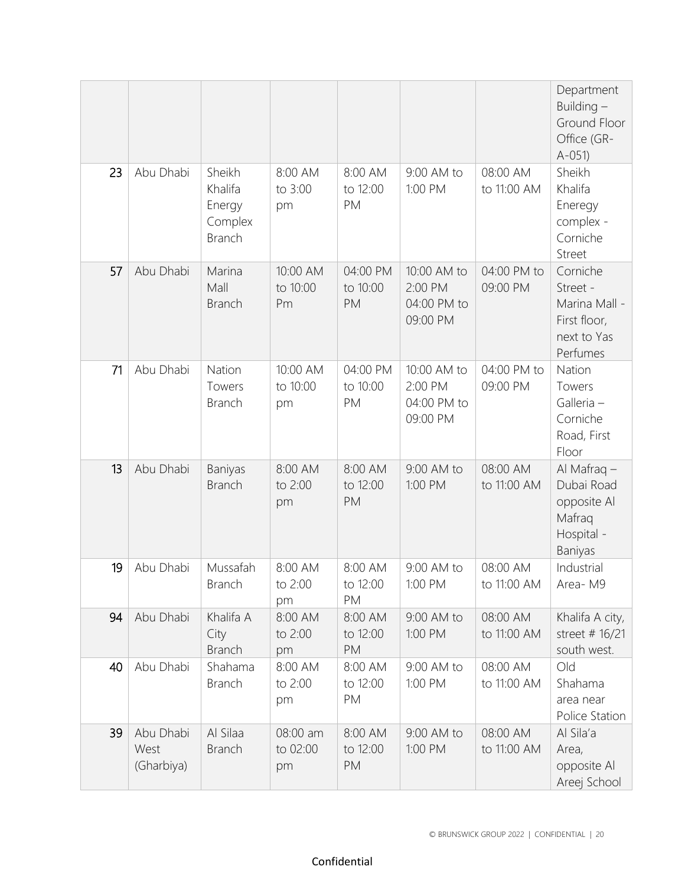| | | | | | | | |
|---|---|---|---|---|---|---|---|
| | | | | | | | Department Building – Ground Floor Office (GR-A-051) |
| 23 | Abu Dhabi | Sheikh Khalifa Energy Complex Branch | 8:00 AM to 3:00 pm | 8:00 AM to 12:00 PM | 9:00 AM to 1:00 PM | 08:00 AM to 11:00 AM | Sheikh Khalifa Eneregy complex - Corniche Street |
| 57 | Abu Dhabi | Marina Mall Branch | 10:00 AM to 10:00 Pm | 04:00 PM to 10:00 PM | 10:00 AM to 2:00 PM 04:00 PM to 09:00 PM | 04:00 PM to 09:00 PM | Corniche Street - Marina Mall - First floor, next to Yas Perfumes |
| 71 | Abu Dhabi | Nation Towers Branch | 10:00 AM to 10:00 pm | 04:00 PM to 10:00 PM | 10:00 AM to 2:00 PM 04:00 PM to 09:00 PM | 04:00 PM to 09:00 PM | Nation Towers Galleria – Corniche Road, First Floor |
| 13 | Abu Dhabi | Baniyas Branch | 8:00 AM to 2:00 pm | 8:00 AM to 12:00 PM | 9:00 AM to 1:00 PM | 08:00 AM to 11:00 AM | Al Mafraq – Dubai Road opposite Al Mafraq Hospital - Baniyas |
| 19 | Abu Dhabi | Mussafah Branch | 8:00 AM to 2:00 pm | 8:00 AM to 12:00 PM | 9:00 AM to 1:00 PM | 08:00 AM to 11:00 AM | Industrial Area- M9 |
| 94 | Abu Dhabi | Khalifa A City Branch | 8:00 AM to 2:00 pm | 8:00 AM to 12:00 PM | 9:00 AM to 1:00 PM | 08:00 AM to 11:00 AM | Khalifa A city, street # 16/21 south west. |
| 40 | Abu Dhabi | Shahama Branch | 8:00 AM to 2:00 pm | 8:00 AM to 12:00 PM | 9:00 AM to 1:00 PM | 08:00 AM to 11:00 AM | Old Shahama area near Police Station |
| 39 | Abu Dhabi West (Gharbiya) | Al Silaa Branch | 08:00 am to 02:00 pm | 8:00 AM to 12:00 PM | 9:00 AM to 1:00 PM | 08:00 AM to 11:00 AM | Al Sila'a Area, opposite Al Areej School |

© BRUNSWICK GROUP 2022 | CONFIDENTIAL | 20

Confidential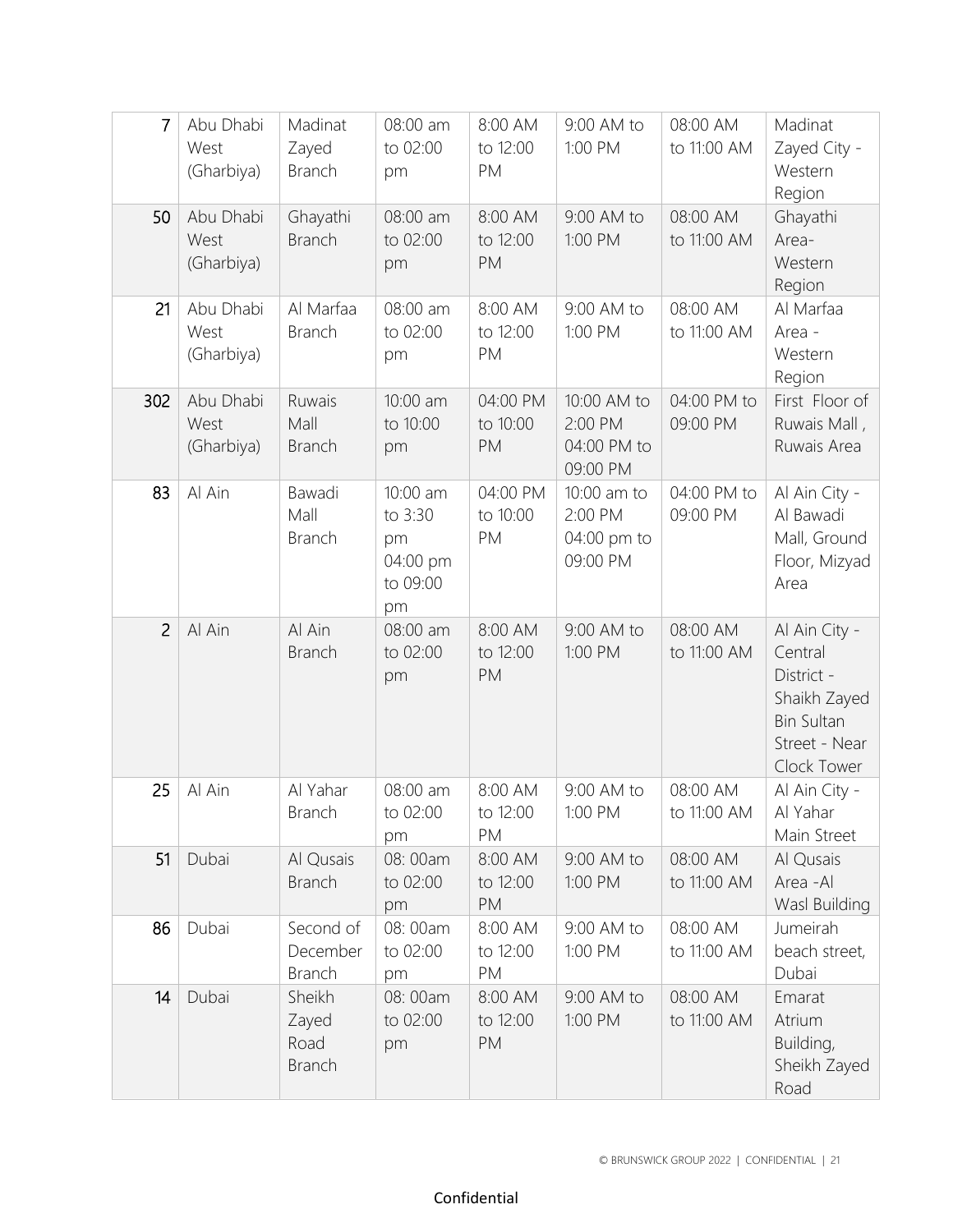| | | | | | | | |
|---|---|---|---|---|---|---|---|
| 7 | Abu Dhabi West (Gharbiya) | Madinat Zayed Branch | 08:00 am to 02:00 pm | 8:00 AM to 12:00 PM | 9:00 AM to 1:00 PM | 08:00 AM to 11:00 AM | Madinat Zayed City - Western Region |
| 50 | Abu Dhabi West (Gharbiya) | Ghayathi Branch | 08:00 am to 02:00 pm | 8:00 AM to 12:00 PM | 9:00 AM to 1:00 PM | 08:00 AM to 11:00 AM | Ghayathi Area- Western Region |
| 21 | Abu Dhabi West (Gharbiya) | Al Marfaa Branch | 08:00 am to 02:00 pm | 8:00 AM to 12:00 PM | 9:00 AM to 1:00 PM | 08:00 AM to 11:00 AM | Al Marfaa Area - Western Region |
| 302 | Abu Dhabi West (Gharbiya) | Ruwais Mall Branch | 10:00 am to 10:00 pm | 04:00 PM to 10:00 PM | 10:00 AM to 2:00 PM 04:00 PM to 09:00 PM | 04:00 PM to 09:00 PM | First Floor of Ruwais Mall , Ruwais Area |
| 83 | Al Ain | Bawadi Mall Branch | 10:00 am to 3:30 pm 04:00 pm to 09:00 pm | 04:00 PM to 10:00 PM | 10:00 am to 2:00 PM 04:00 pm to 09:00 PM | 04:00 PM to 09:00 PM | Al Ain City - Al Bawadi Mall, Ground Floor, Mizyad Area |
| 2 | Al Ain | Al Ain Branch | 08:00 am to 02:00 pm | 8:00 AM to 12:00 PM | 9:00 AM to 1:00 PM | 08:00 AM to 11:00 AM | Al Ain City - Central District - Shaikh Zayed Bin Sultan Street - Near Clock Tower |
| 25 | Al Ain | Al Yahar Branch | 08:00 am to 02:00 pm | 8:00 AM to 12:00 PM | 9:00 AM to 1:00 PM | 08:00 AM to 11:00 AM | Al Ain City - Al Yahar Main Street |
| 51 | Dubai | Al Qusais Branch | 08: 00am to 02:00 pm | 8:00 AM to 12:00 PM | 9:00 AM to 1:00 PM | 08:00 AM to 11:00 AM | Al Qusais Area -Al Wasl Building |
| 86 | Dubai | Second of December Branch | 08: 00am to 02:00 pm | 8:00 AM to 12:00 PM | 9:00 AM to 1:00 PM | 08:00 AM to 11:00 AM | Jumeirah beach street, Dubai |
| 14 | Dubai | Sheikh Zayed Road Branch | 08: 00am to 02:00 pm | 8:00 AM to 12:00 PM | 9:00 AM to 1:00 PM | 08:00 AM to 11:00 AM | Emarat Atrium Building, Sheikh Zayed Road |

© BRUNSWICK GROUP 2022 | CONFIDENTIAL

Confidential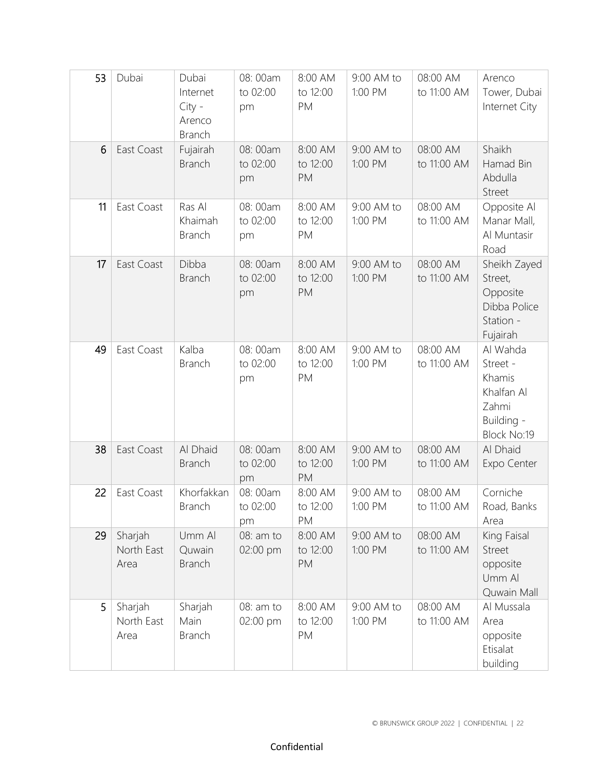| | | | | | | | |
|---|---|---|---|---|---|---|---|
| 53 | Dubai | Dubai Internet City - Arenco Branch | 08: 00am to 02:00 pm | 8:00 AM to 12:00 PM | 9:00 AM to 1:00 PM | 08:00 AM to 11:00 AM | Arenco Tower, Dubai Internet City |
| 6 | East Coast | Fujairah Branch | 08: 00am to 02:00 pm | 8:00 AM to 12:00 PM | 9:00 AM to 1:00 PM | 08:00 AM to 11:00 AM | Shaikh Hamad Bin Abdulla Street |
| 11 | East Coast | Ras Al Khaimah Branch | 08: 00am to 02:00 pm | 8:00 AM to 12:00 PM | 9:00 AM to 1:00 PM | 08:00 AM to 11:00 AM | Opposite Al Manar Mall, Al Muntasir Road |
| 17 | East Coast | Dibba Branch | 08: 00am to 02:00 pm | 8:00 AM to 12:00 PM | 9:00 AM to 1:00 PM | 08:00 AM to 11:00 AM | Sheikh Zayed Street, Opposite Dibba Police Station - Fujairah |
| 49 | East Coast | Kalba Branch | 08: 00am to 02:00 pm | 8:00 AM to 12:00 PM | 9:00 AM to 1:00 PM | 08:00 AM to 11:00 AM | Al Wahda Street - Khamis Khalfan Al Zahmi Building - Block No:19 |
| 38 | East Coast | Al Dhaid Branch | 08: 00am to 02:00 pm | 8:00 AM to 12:00 PM | 9:00 AM to 1:00 PM | 08:00 AM to 11:00 AM | Al Dhaid Expo Center |
| 22 | East Coast | Khorfakkan Branch | 08: 00am to 02:00 pm | 8:00 AM to 12:00 PM | 9:00 AM to 1:00 PM | 08:00 AM to 11:00 AM | Corniche Road, Banks Area |
| 29 | Sharjah North East Area | Umm Al Quwain Branch | 08: am to 02:00 pm | 8:00 AM to 12:00 PM | 9:00 AM to 1:00 PM | 08:00 AM to 11:00 AM | King Faisal Street opposite Umm Al Quwain Mall |
| 5 | Sharjah North East Area | Sharjah Main Branch | 08: am to 02:00 pm | 8:00 AM to 12:00 PM | 9:00 AM to 1:00 PM | 08:00 AM to 11:00 AM | Al Mussala Area opposite Etisalat building |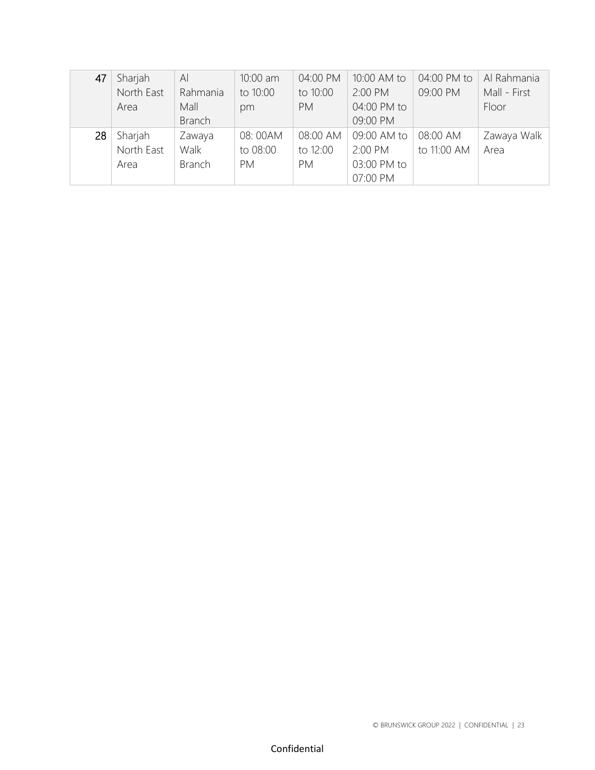| | | | | | | | |
|---|---|---|---|---|---|---|---|
| 47 | Sharjah North East Area | Al Rahmania Mall Branch | 10:00 am to 10:00 pm | 04:00 PM to 10:00 PM | 10:00 AM to 2:00 PM 04:00 PM to 09:00 PM | 04:00 PM to 09:00 PM | Al Rahmania Mall - First Floor |
| 28 | Sharjah North East Area | Zawaya Walk Branch | 08: 00AM to 08:00 PM | 08:00 AM to 12:00 PM | 09:00 AM to 2:00 PM 03:00 PM to 07:00 PM | 08:00 AM to 11:00 AM | Zawaya Walk Area |

Confidential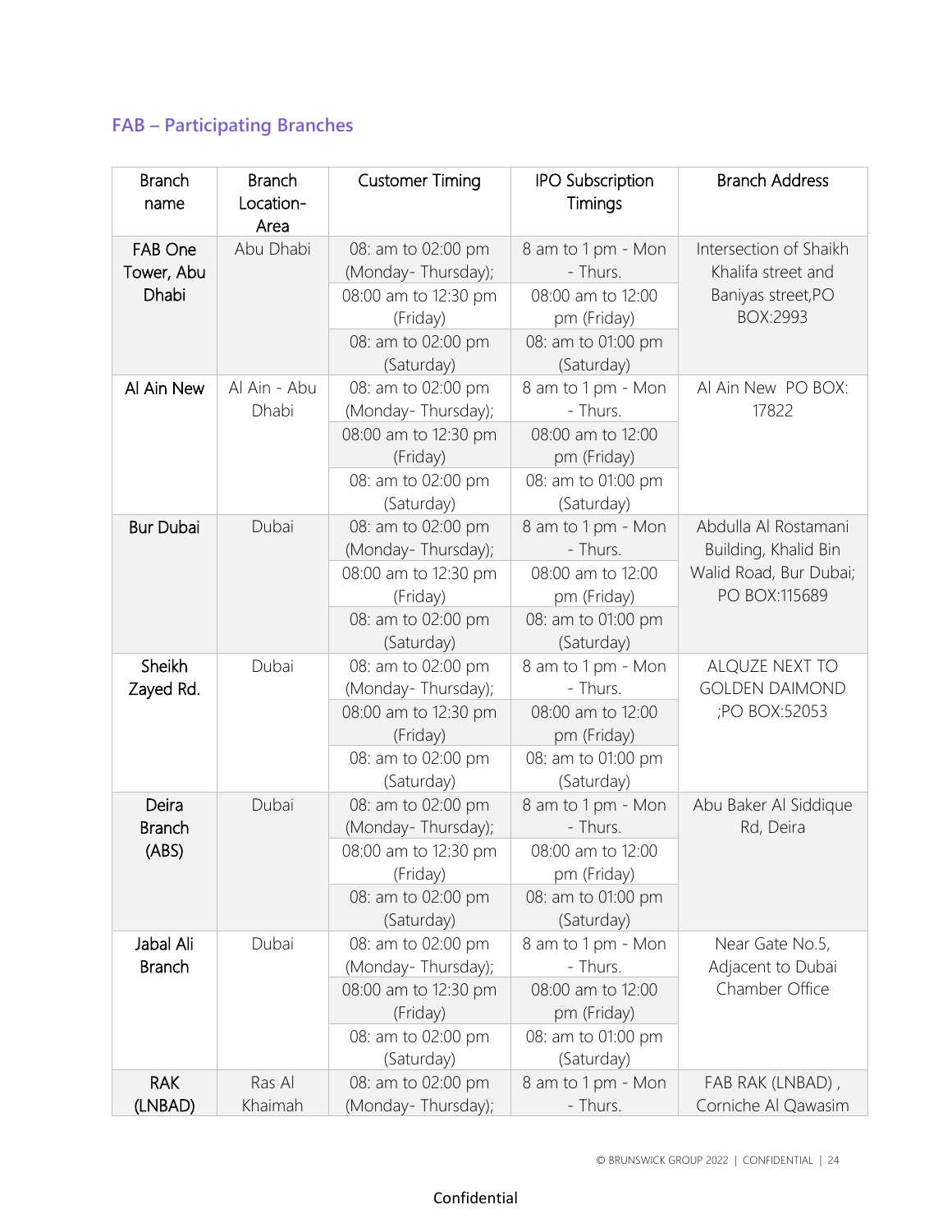## FAB – Participating Branches

| Branch name | Branch Location- Area | Customer Timing | IPO Subscription Timings | Branch Address |
|---|---|---|---|---|
| FAB One Tower, Abu Dhabi | Abu Dhabi | 08: am to 02:00 pm (Monday- Thursday); | 8 am to 1 pm - Mon - Thurs. | Intersection of Shaikh Khalifa street and Baniyas street,PO BOX:2993 |
| | | 08:00 am to 12:30 pm (Friday) | 08:00 am to 12:00 pm (Friday) | |
| | | 08: am to 02:00 pm (Saturday) | 08: am to 01:00 pm (Saturday) | |
| Al Ain New | Al Ain - Abu Dhabi | 08: am to 02:00 pm (Monday- Thursday); | 8 am to 1 pm - Mon - Thurs. | Al Ain New PO BOX: 17822 |
| | | 08:00 am to 12:30 pm (Friday) | 08:00 am to 12:00 pm (Friday) | |
| | | 08: am to 02:00 pm (Saturday) | 08: am to 01:00 pm (Saturday) | |
| Bur Dubai | Dubai | 08: am to 02:00 pm (Monday- Thursday); | 8 am to 1 pm - Mon - Thurs. | Abdulla Al Rostamani Building, Khalid Bin Walid Road, Bur Dubai; PO BOX:115689 |
| | | 08:00 am to 12:30 pm (Friday) | 08:00 am to 12:00 pm (Friday) | |
| | | 08: am to 02:00 pm (Saturday) | 08: am to 01:00 pm (Saturday) | |
| Sheikh Zayed Rd. | Dubai | 08: am to 02:00 pm (Monday- Thursday); | 8 am to 1 pm - Mon - Thurs. | ALQUZE NEXT TO GOLDEN DAIMOND ;PO BOX:52053 |
| | | 08:00 am to 12:30 pm (Friday) | 08:00 am to 12:00 pm (Friday) | |
| | | 08: am to 02:00 pm (Saturday) | 08: am to 01:00 pm (Saturday) | |
| Deira Branch (ABS) | Dubai | 08: am to 02:00 pm (Monday- Thursday); | 8 am to 1 pm - Mon - Thurs. | Abu Baker Al Siddique Rd, Deira |
| | | 08:00 am to 12:30 pm (Friday) | 08:00 am to 12:00 pm (Friday) | |
| | | 08: am to 02:00 pm (Saturday) | 08: am to 01:00 pm (Saturday) | |
| Jabal Ali Branch | Dubai | 08: am to 02:00 pm (Monday- Thursday); | 8 am to 1 pm - Mon - Thurs. | Near Gate No.5, Adjacent to Dubai Chamber Office |
| | | 08:00 am to 12:30 pm (Friday) | 08:00 am to 12:00 pm (Friday) | |
| | | 08: am to 02:00 pm (Saturday) | 08: am to 01:00 pm (Saturday) | |
| RAK (LNBAD) | Ras Al Khaimah | 08: am to 02:00 pm (Monday- Thursday); | 8 am to 1 pm - Mon - Thurs. | FAB RAK (LNBAD) , Corniche Al Qawasim |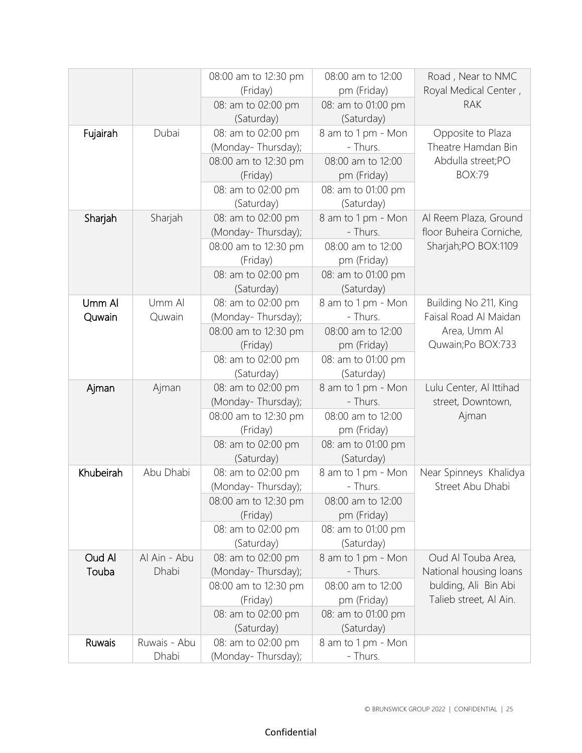| | | | | |
|---|---|---|---|---|
| | | 08:00 am to 12:30 pm (Friday) | 08:00 am to 12:00 pm (Friday) | Road , Near to NMC Royal Medical Center , RAK |
| | | 08: am to 02:00 pm (Saturday) | 08: am to 01:00 pm (Saturday) | |
| Fujairah | Dubai | 08: am to 02:00 pm (Monday- Thursday); | 8 am to 1 pm - Mon - Thurs. | Opposite to Plaza Theatre Hamdan Bin Abdulla street;PO BOX:79 |
| | | 08:00 am to 12:30 pm (Friday) | 08:00 am to 12:00 pm (Friday) | |
| | | 08: am to 02:00 pm (Saturday) | 08: am to 01:00 pm (Saturday) | |
| Sharjah | Sharjah | 08: am to 02:00 pm (Monday- Thursday); | 8 am to 1 pm - Mon - Thurs. | Al Reem Plaza, Ground floor Buheira Corniche, Sharjah;PO BOX:1109 |
| | | 08:00 am to 12:30 pm (Friday) | 08:00 am to 12:00 pm (Friday) | |
| | | 08: am to 02:00 pm (Saturday) | 08: am to 01:00 pm (Saturday) | |
| Umm Al Quwain | Umm Al Quwain | 08: am to 02:00 pm (Monday- Thursday); | 8 am to 1 pm - Mon - Thurs. | Building No 211, King Faisal Road Al Maidan Area, Umm Al Quwain;Po BOX:733 |
| | | 08:00 am to 12:30 pm (Friday) | 08:00 am to 12:00 pm (Friday) | |
| | | 08: am to 02:00 pm (Saturday) | 08: am to 01:00 pm (Saturday) | |
| Ajman | Ajman | 08: am to 02:00 pm (Monday- Thursday); | 8 am to 1 pm - Mon - Thurs. | Lulu Center, Al Ittihad street, Downtown, Ajman |
| | | 08:00 am to 12:30 pm (Friday) | 08:00 am to 12:00 pm (Friday) | |
| | | 08: am to 02:00 pm (Saturday) | 08: am to 01:00 pm (Saturday) | |
| Khubeirah | Abu Dhabi | 08: am to 02:00 pm (Monday- Thursday); | 8 am to 1 pm - Mon - Thurs. | Near Spinneys Khalidya Street Abu Dhabi |
| | | 08:00 am to 12:30 pm (Friday) | 08:00 am to 12:00 pm (Friday) | |
| | | 08: am to 02:00 pm (Saturday) | 08: am to 01:00 pm (Saturday) | |
| Oud Al Touba | Al Ain - Abu Dhabi | 08: am to 02:00 pm (Monday- Thursday); | 8 am to 1 pm - Mon - Thurs. | Oud Al Touba Area, National housing loans bulding, Ali Bin Abi Talieb street, Al Ain. |
| | | 08:00 am to 12:30 pm (Friday) | 08:00 am to 12:00 pm (Friday) | |
| | | 08: am to 02:00 pm (Saturday) | 08: am to 01:00 pm (Saturday) | |
| Ruwais | Ruwais - Abu Dhabi | 08: am to 02:00 pm (Monday- Thursday); | 8 am to 1 pm - Mon - Thurs. | |

Confidential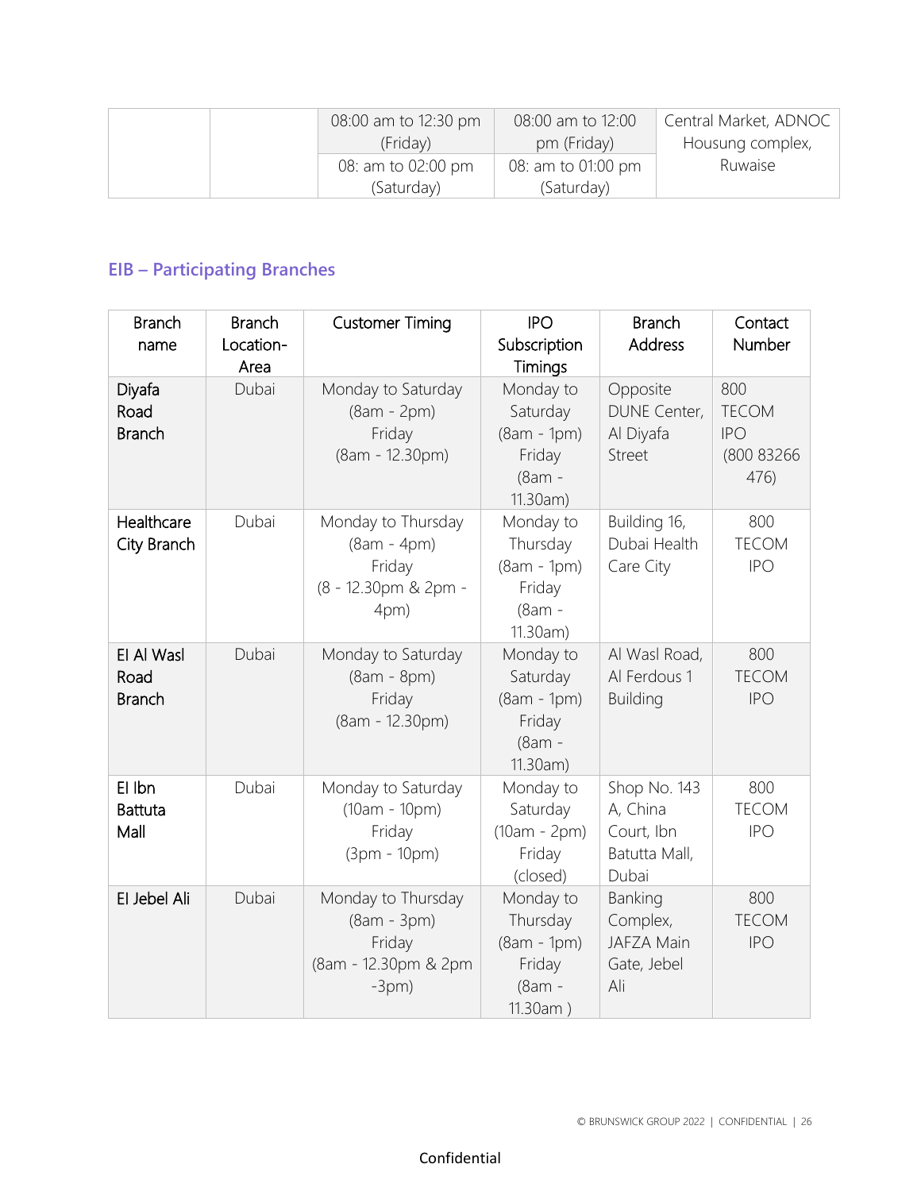| | | | | |
|---|---|---|---|---|
| | | 08:00 am to 12:30 pm (Friday) | 08:00 am to 12:00 pm (Friday) | Central Market, ADNOC Housung complex, Ruwaise |
| | | 08: am to 02:00 pm (Saturday) | 08: am to 01:00 pm (Saturday) | |

## EIB – Participating Branches

| Branch name | Branch Location-Area | Customer Timing | IPO Subscription Timings | Branch Address | Contact Number |
|---|---|---|---|---|---|
| Diyafa Road Branch | Dubai | Monday to Saturday (8am - 2pm) Friday (8am - 12.30pm) | Monday to Saturday (8am - 1pm) Friday (8am - 11.30am) | Opposite DUNE Center, Al Diyafa Street | 800 TECOM IPO (800 83266 476) |
| Healthcare City Branch | Dubai | Monday to Thursday (8am - 4pm) Friday (8 - 12.30pm & 2pm - 4pm) | Monday to Thursday (8am - 1pm) Friday (8am - 11.30am) | Building 16, Dubai Health Care City | 800 TECOM IPO |
| El Al Wasl Road Branch | Dubai | Monday to Saturday (8am - 8pm) Friday (8am - 12.30pm) | Monday to Saturday (8am - 1pm) Friday (8am - 11.30am) | Al Wasl Road, Al Ferdous 1 Building | 800 TECOM IPO |
| El Ibn Battuta Mall | Dubai | Monday to Saturday (10am - 10pm) Friday (3pm - 10pm) | Monday to Saturday (10am - 2pm) Friday (closed) | Shop No. 143 A, China Court, Ibn Batutta Mall, Dubai | 800 TECOM IPO |
| El Jebel Ali | Dubai | Monday to Thursday (8am - 3pm) Friday (8am - 12.30pm & 2pm -3pm) | Monday to Thursday (8am - 1pm) Friday (8am - 11.30am ) | Banking Complex, JAFZA Main Gate, Jebel Ali | 800 TECOM IPO |

© BRUNSWICK GROUP 2022 | CONFIDENTIAL

Confidential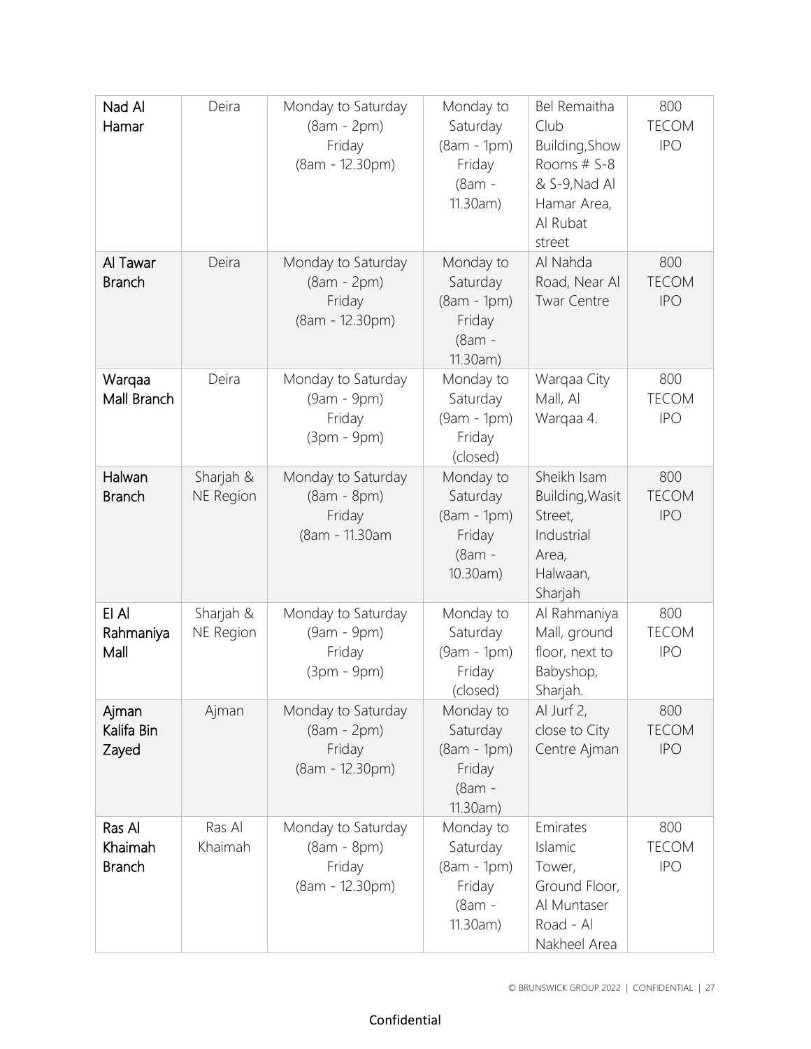| | | | | | |
|---|---|---|---|---|---|
| Nad Al Hamar | Deira | Monday to Saturday (8am - 2pm) Friday (8am - 12.30pm) | Monday to Saturday (8am - 1pm) Friday (8am - 11.30am) | Bel Remaitha Club Building,Show Rooms # S-8 & S-9,Nad Al Hamar Area, Al Rubat street | 800 TECOM IPO |
| Al Tawar Branch | Deira | Monday to Saturday (8am - 2pm) Friday (8am - 12.30pm) | Monday to Saturday (8am - 1pm) Friday (8am - 11.30am) | Al Nahda Road, Near Al Twar Centre | 800 TECOM IPO |
| Warqaa Mall Branch | Deira | Monday to Saturday (9am - 9pm) Friday (3pm - 9pm) | Monday to Saturday (9am - 1pm) Friday (closed) | Warqaa City Mall, Al Warqaa 4. | 800 TECOM IPO |
| Halwan Branch | Sharjah & NE Region | Monday to Saturday (8am - 8pm) Friday (8am - 11.30am | Monday to Saturday (8am - 1pm) Friday (8am - 10.30am) | Sheikh Isam Building,Wasit Street, Industrial Area, Halwaan, Sharjah | 800 TECOM IPO |
| El Al Rahmaniya Mall | Sharjah & NE Region | Monday to Saturday (9am - 9pm) Friday (3pm - 9pm) | Monday to Saturday (9am - 1pm) Friday (closed) | Al Rahmaniya Mall, ground floor, next to Babyshop, Sharjah. | 800 TECOM IPO |
| Ajman Kalifa Bin Zayed | Ajman | Monday to Saturday (8am - 2pm) Friday (8am - 12.30pm) | Monday to Saturday (8am - 1pm) Friday (8am - 11.30am) | Al Jurf 2, close to City Centre Ajman | 800 TECOM IPO |
| Ras Al Khaimah Branch | Ras Al Khaimah | Monday to Saturday (8am - 8pm) Friday (8am - 12.30pm) | Monday to Saturday (8am - 1pm) Friday (8am - 11.30am) | Emirates Islamic Tower, Ground Floor, Al Muntaser Road - Al Nakheel Area | 800 TECOM IPO |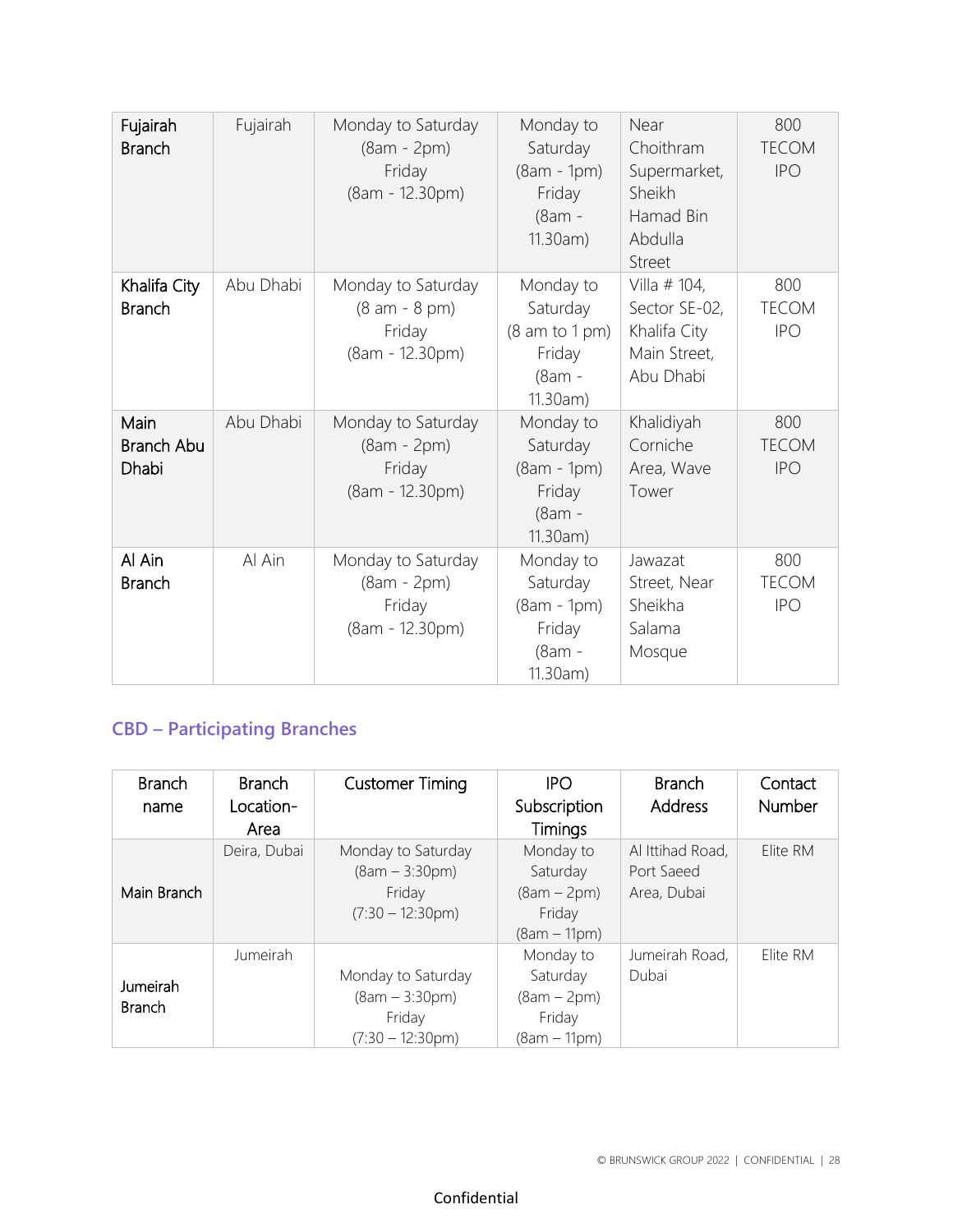| | | | | | |
|---|---|---|---|---|---|
| Fujairah Branch | Fujairah | Monday to Saturday (8am - 2pm) Friday (8am - 12.30pm) | Monday to Saturday (8am - 1pm) Friday (8am - 11.30am) | Near Choithram Supermarket, Sheikh Hamad Bin Abdulla Street | 800 TECOM IPO |
| Khalifa City Branch | Abu Dhabi | Monday to Saturday (8 am - 8 pm) Friday (8am - 12.30pm) | Monday to Saturday (8 am to 1 pm) Friday (8am - 11.30am) | Villa # 104, Sector SE-02, Khalifa City Main Street, Abu Dhabi | 800 TECOM IPO |
| Main Branch Abu Dhabi | Abu Dhabi | Monday to Saturday (8am - 2pm) Friday (8am - 12.30pm) | Monday to Saturday (8am - 1pm) Friday (8am - 11.30am) | Khalidiyah Corniche Area, Wave Tower | 800 TECOM IPO |
| Al Ain Branch | Al Ain | Monday to Saturday (8am - 2pm) Friday (8am - 12.30pm) | Monday to Saturday (8am - 1pm) Friday (8am - 11.30am) | Jawazat Street, Near Sheikha Salama Mosque | 800 TECOM IPO |

## CBD – Participating Branches

| Branch name | Branch Location-Area | Customer Timing | IPO Subscription Timings | Branch Address | Contact Number |
|---|---|---|---|---|---|
| Main Branch | Deira, Dubai | Monday to Saturday (8am – 3:30pm) Friday (7:30 – 12:30pm) | Monday to Saturday (8am – 2pm) Friday (8am – 11pm) | Al Ittihad Road, Port Saeed Area, Dubai | Elite RM |
| Jumeirah Branch | Jumeirah | Monday to Saturday (8am – 3:30pm) Friday (7:30 – 12:30pm) | Monday to Saturday (8am – 2pm) Friday (8am – 11pm) | Jumeirah Road, Dubai | Elite RM |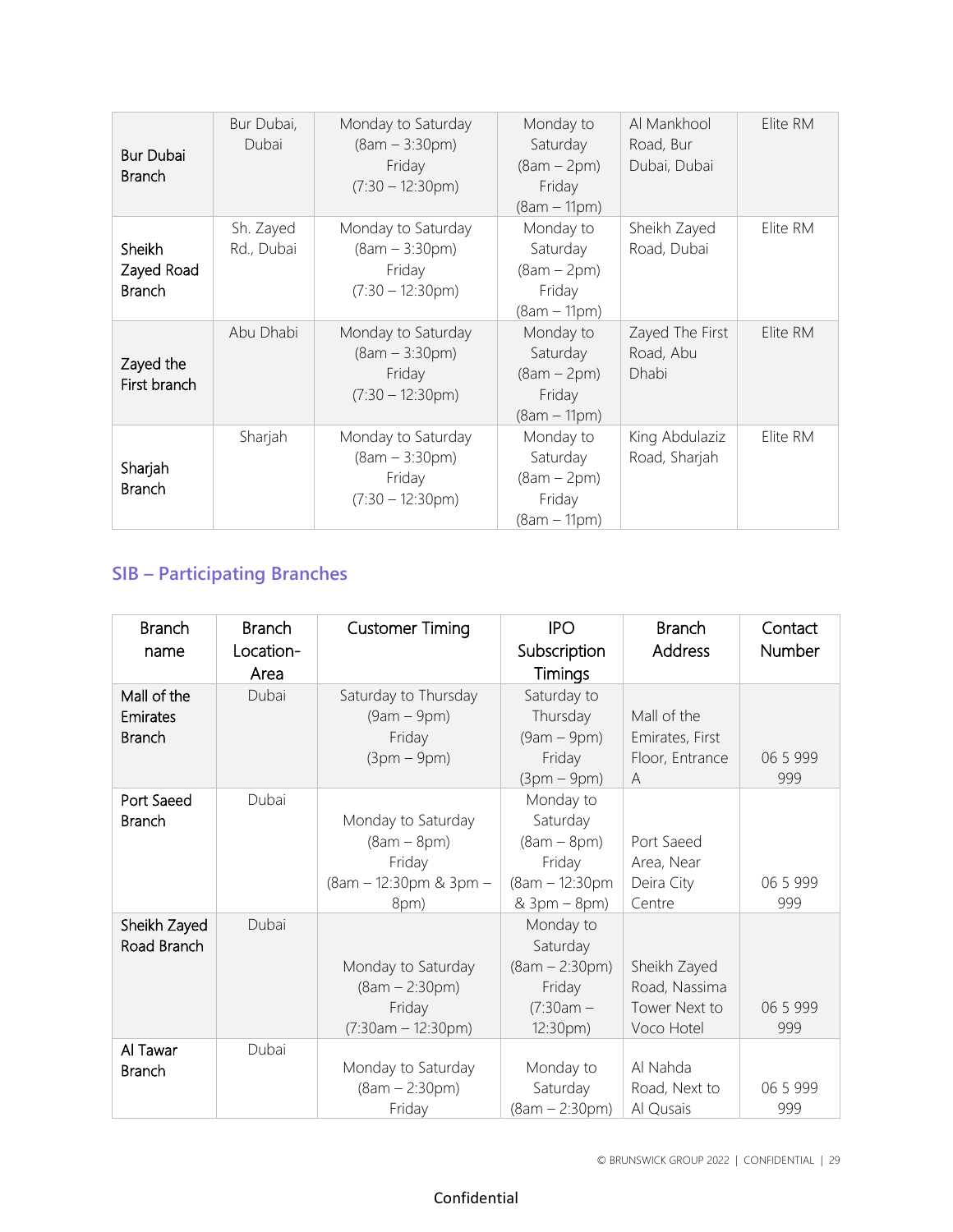| | | | | | |
|---|---|---|---|---|---|
| Bur Dubai Branch | Bur Dubai, Dubai | Monday to Saturday (8am – 3:30pm) Friday (7:30 – 12:30pm) | Monday to Saturday (8am – 2pm) Friday (8am – 11pm) | Al Mankhool Road, Bur Dubai, Dubai | Elite RM |
| Sheikh Zayed Road Branch | Sh. Zayed Rd., Dubai | Monday to Saturday (8am – 3:30pm) Friday (7:30 – 12:30pm) | Monday to Saturday (8am – 2pm) Friday (8am – 11pm) | Sheikh Zayed Road, Dubai | Elite RM |
| Zayed the First branch | Abu Dhabi | Monday to Saturday (8am – 3:30pm) Friday (7:30 – 12:30pm) | Monday to Saturday (8am – 2pm) Friday (8am – 11pm) | Zayed The First Road, Abu Dhabi | Elite RM |
| Sharjah Branch | Sharjah | Monday to Saturday (8am – 3:30pm) Friday (7:30 – 12:30pm) | Monday to Saturday (8am – 2pm) Friday (8am – 11pm) | King Abdulaziz Road, Sharjah | Elite RM |

## SIB – Participating Branches

| Branch name | Branch Location-Area | Customer Timing | IPO Subscription Timings | Branch Address | Contact Number |
|---|---|---|---|---|---|
| Mall of the Emirates Branch | Dubai | Saturday to Thursday (9am – 9pm) Friday (3pm – 9pm) | Saturday to Thursday (9am – 9pm) Friday (3pm – 9pm) | Mall of the Emirates, First Floor, Entrance A | 06 5 999 999 |
| Port Saeed Branch | Dubai | Monday to Saturday (8am – 8pm) Friday (8am – 12:30pm & 3pm – 8pm) | Monday to Saturday (8am – 8pm) Friday (8am – 12:30pm & 3pm – 8pm) | Port Saeed Area, Near Deira City Centre | 06 5 999 999 |
| Sheikh Zayed Road Branch | Dubai | Monday to Saturday (8am – 2:30pm) Friday (7:30am – 12:30pm) | Monday to Saturday (8am – 2:30pm) Friday (7:30am – 12:30pm) | Sheikh Zayed Road, Nassima Tower Next to Voco Hotel | 06 5 999 999 |
| Al Tawar Branch | Dubai | Monday to Saturday (8am – 2:30pm) Friday | Monday to Saturday (8am – 2:30pm) | Al Nahda Road, Next to Al Qusais | 06 5 999 999 |

© BRUNSWICK GROUP 2022 | CONFIDENTIAL

Confidential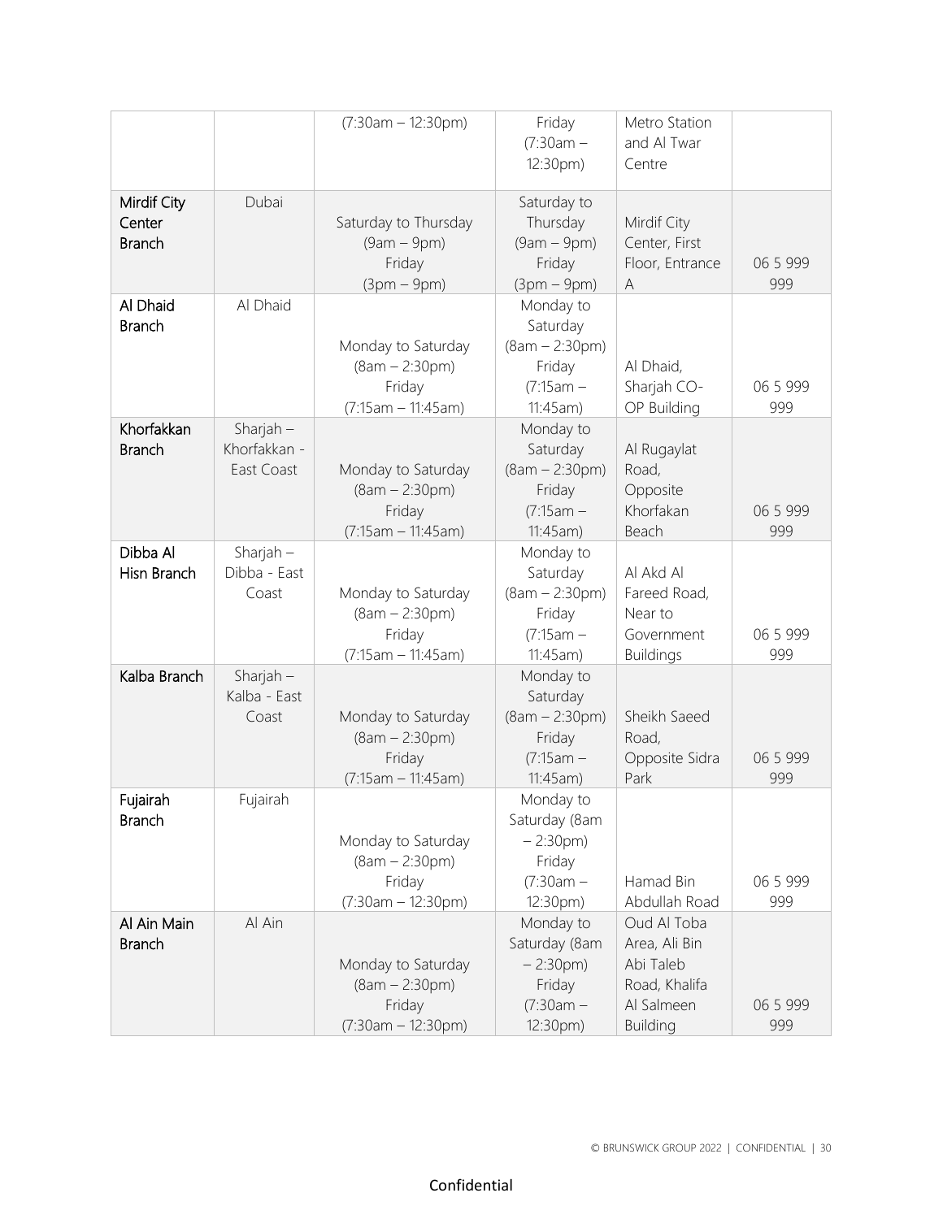| | | | | | |
|---|---|---|---|---|---|
| | | (7:30am – 12:30pm) | Friday (7:30am – 12:30pm) | Metro Station and Al Twar Centre | |
| Mirdif City Center Branch | Dubai | Saturday to Thursday (9am – 9pm) Friday (3pm – 9pm) | Saturday to Thursday (9am – 9pm) Friday (3pm – 9pm) | Mirdif City Center, First Floor, Entrance A | 06 5 999 999 |
| Al Dhaid Branch | Al Dhaid | Monday to Saturday (8am – 2:30pm) Friday (7:15am – 11:45am) | Monday to Saturday (8am – 2:30pm) Friday (7:15am – 11:45am) | Al Dhaid, Sharjah CO-OP Building | 06 5 999 999 |
| Khorfakkan Branch | Sharjah – Khorfakkan - East Coast | Monday to Saturday (8am – 2:30pm) Friday (7:15am – 11:45am) | Monday to Saturday (8am – 2:30pm) Friday (7:15am – 11:45am) | Al Rugaylat Road, Opposite Khorfakan Beach | 06 5 999 999 |
| Dibba Al Hisn Branch | Sharjah – Dibba - East Coast | Monday to Saturday (8am – 2:30pm) Friday (7:15am – 11:45am) | Monday to Saturday (8am – 2:30pm) Friday (7:15am – 11:45am) | Al Akd Al Fareed Road, Near to Government Buildings | 06 5 999 999 |
| Kalba Branch | Sharjah – Kalba - East Coast | Monday to Saturday (8am – 2:30pm) Friday (7:15am – 11:45am) | Monday to Saturday (8am – 2:30pm) Friday (7:15am – 11:45am) | Sheikh Saeed Road, Opposite Sidra Park | 06 5 999 999 |
| Fujairah Branch | Fujairah | Monday to Saturday (8am – 2:30pm) Friday (7:30am – 12:30pm) | Monday to Saturday (8am – 2:30pm) Friday (7:30am – 12:30pm) | Hamad Bin Abdullah Road | 06 5 999 999 |
| Al Ain Main Branch | Al Ain | Monday to Saturday (8am – 2:30pm) Friday (7:30am – 12:30pm) | Monday to Saturday (8am – 2:30pm) Friday (7:30am – 12:30pm) | Oud Al Toba Area, Ali Bin Abi Taleb Road, Khalifa Al Salmeen Building | 06 5 999 999 |

Confidential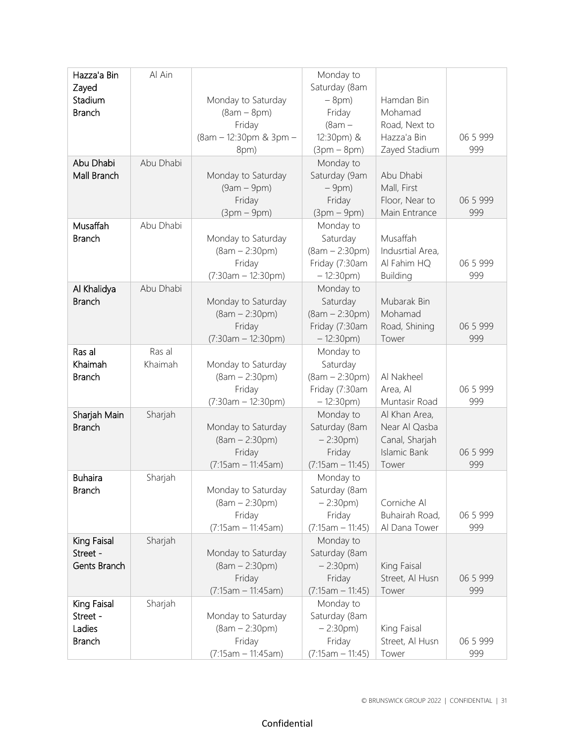| Hazza'a Bin Zayed Stadium Branch | Al Ain | Monday to Saturday (8am – 8pm) Friday (8am – 12:30pm & 3pm – 8pm) | Monday to Saturday (8am – 8pm) Friday (8am – 12:30pm) & (3pm – 8pm) | Hamdan Bin Mohamad Road, Next to Hazza'a Bin Zayed Stadium | 06 5 999 999 |
|---|---|---|---|---|---|
| Abu Dhabi Mall Branch | Abu Dhabi | Monday to Saturday (9am – 9pm) Friday (3pm – 9pm) | Monday to Saturday (9am – 9pm) Friday (3pm – 9pm) | Abu Dhabi Mall, First Floor, Near to Main Entrance | 06 5 999 999 |
| Musaffah Branch | Abu Dhabi | Monday to Saturday (8am – 2:30pm) Friday (7:30am – 12:30pm) | Monday to Saturday (8am – 2:30pm) Friday (7:30am – 12:30pm) | Musaffah Indusrtial Area, Al Fahim HQ Building | 06 5 999 999 |
| Al Khalidya Branch | Abu Dhabi | Monday to Saturday (8am – 2:30pm) Friday (7:30am – 12:30pm) | Monday to Saturday (8am – 2:30pm) Friday (7:30am – 12:30pm) | Mubarak Bin Mohamad Road, Shining Tower | 06 5 999 999 |
| Ras al Khaimah Branch | Ras al Khaimah | Monday to Saturday (8am – 2:30pm) Friday (7:30am – 12:30pm) | Monday to Saturday (8am – 2:30pm) Friday (7:30am – 12:30pm) | Al Nakheel Area, Al Muntasir Road | 06 5 999 999 |
| Sharjah Main Branch | Sharjah | Monday to Saturday (8am – 2:30pm) Friday (7:15am – 11:45am) | Monday to Saturday (8am – 2:30pm) Friday (7:15am – 11:45) | Al Khan Area, Near Al Qasba Canal, Sharjah Islamic Bank Tower | 06 5 999 999 |
| Buhaira Branch | Sharjah | Monday to Saturday (8am – 2:30pm) Friday (7:15am – 11:45am) | Monday to Saturday (8am – 2:30pm) Friday (7:15am – 11:45) | Corniche Al Buhairah Road, Al Dana Tower | 06 5 999 999 |
| King Faisal Street - Gents Branch | Sharjah | Monday to Saturday (8am – 2:30pm) Friday (7:15am – 11:45am) | Monday to Saturday (8am – 2:30pm) Friday (7:15am – 11:45) | King Faisal Street, Al Husn Tower | 06 5 999 999 |
| King Faisal Street - Ladies Branch | Sharjah | Monday to Saturday (8am – 2:30pm) Friday (7:15am – 11:45am) | Monday to Saturday (8am – 2:30pm) Friday (7:15am – 11:45) | King Faisal Street, Al Husn Tower | 06 5 999 999 |

Confidential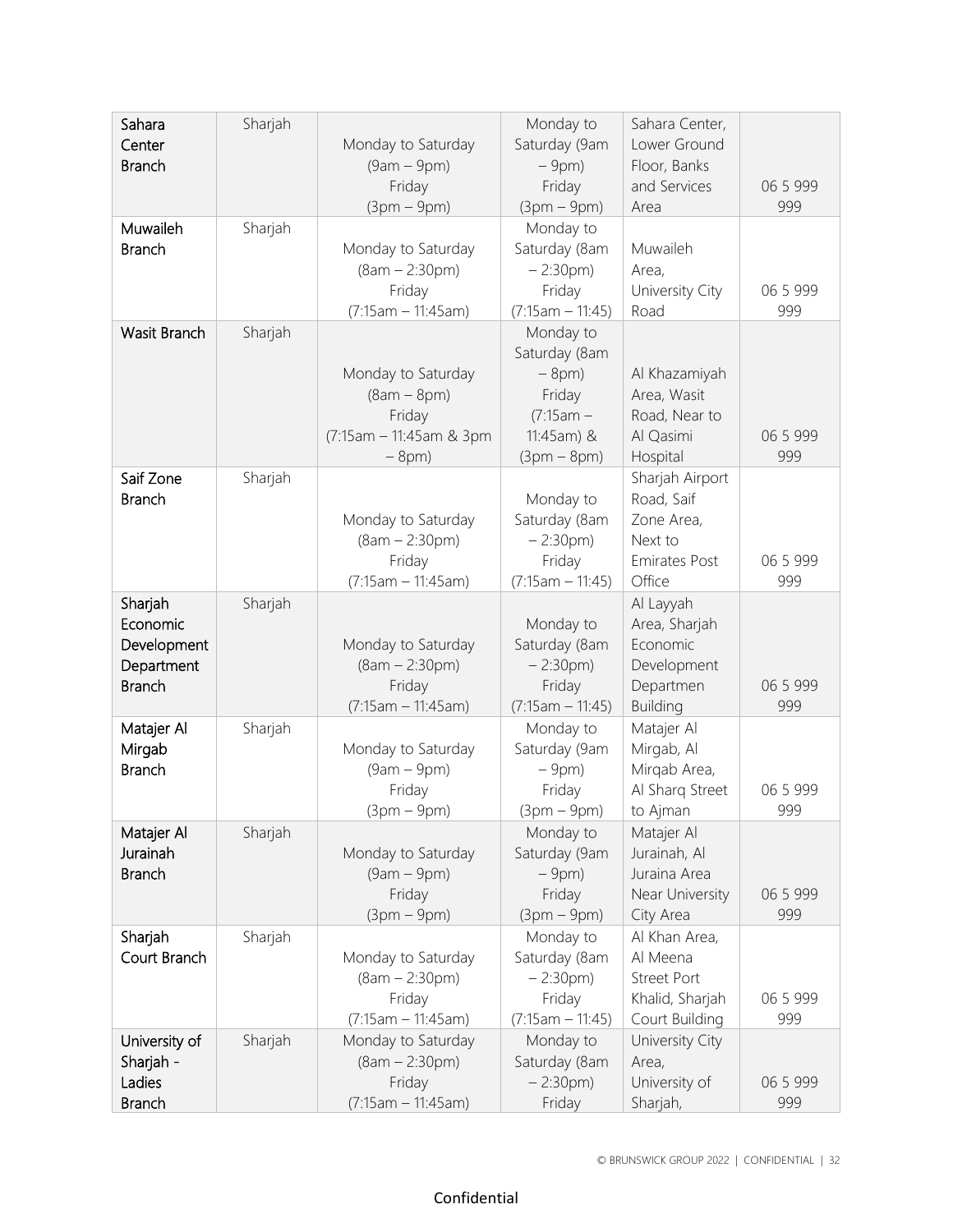| | | | | | |
|---|---|---|---|---|---|
| Sahara Center Branch | Sharjah | Monday to Saturday (9am – 9pm) Friday (3pm – 9pm) | Monday to Saturday (9am – 9pm) Friday (3pm – 9pm) | Sahara Center, Lower Ground Floor, Banks and Services Area | 06 5 999 999 |
| Muwaileh Branch | Sharjah | Monday to Saturday (8am – 2:30pm) Friday (7:15am – 11:45am) | Monday to Saturday (8am – 2:30pm) Friday (7:15am – 11:45) | Muwaileh Area, University City Road | 06 5 999 999 |
| Wasit Branch | Sharjah | Monday to Saturday (8am – 8pm) Friday (7:15am – 11:45am & 3pm – 8pm) | Monday to Saturday (8am – 8pm) Friday (7:15am – 11:45am) & (3pm – 8pm) | Al Khazamiyah Area, Wasit Road, Near to Al Qasimi Hospital | 06 5 999 999 |
| Saif Zone Branch | Sharjah | Monday to Saturday (8am – 2:30pm) Friday (7:15am – 11:45am) | Monday to Saturday (8am – 2:30pm) Friday (7:15am – 11:45) | Sharjah Airport Road, Saif Zone Area, Next to Emirates Post Office | 06 5 999 999 |
| Sharjah Economic Development Department Branch | Sharjah | Monday to Saturday (8am – 2:30pm) Friday (7:15am – 11:45am) | Monday to Saturday (8am – 2:30pm) Friday (7:15am – 11:45) | Al Layyah Area, Sharjah Economic Development Departmen Building | 06 5 999 999 |
| Matajer Al Mirgab Branch | Sharjah | Monday to Saturday (9am – 9pm) Friday (3pm – 9pm) | Monday to Saturday (9am – 9pm) Friday (3pm – 9pm) | Matajer Al Mirgab, Al Mirqab Area, Al Sharq Street to Ajman | 06 5 999 999 |
| Matajer Al Jurainah Branch | Sharjah | Monday to Saturday (9am – 9pm) Friday (3pm – 9pm) | Monday to Saturday (9am – 9pm) Friday (3pm – 9pm) | Matajer Al Jurainah, Al Juraina Area Near University City Area | 06 5 999 999 |
| Sharjah Court Branch | Sharjah | Monday to Saturday (8am – 2:30pm) Friday (7:15am – 11:45am) | Monday to Saturday (8am – 2:30pm) Friday (7:15am – 11:45) | Al Khan Area, Al Meena Street Port Khalid, Sharjah Court Building | 06 5 999 999 |
| University of Sharjah - Ladies Branch | Sharjah | Monday to Saturday (8am – 2:30pm) Friday (7:15am – 11:45am) | Monday to Saturday (8am – 2:30pm) Friday | University City Area, University of Sharjah, | 06 5 999 999 |

© BRUNSWICK GROUP 2022 | CONFIDENTIAL

Confidential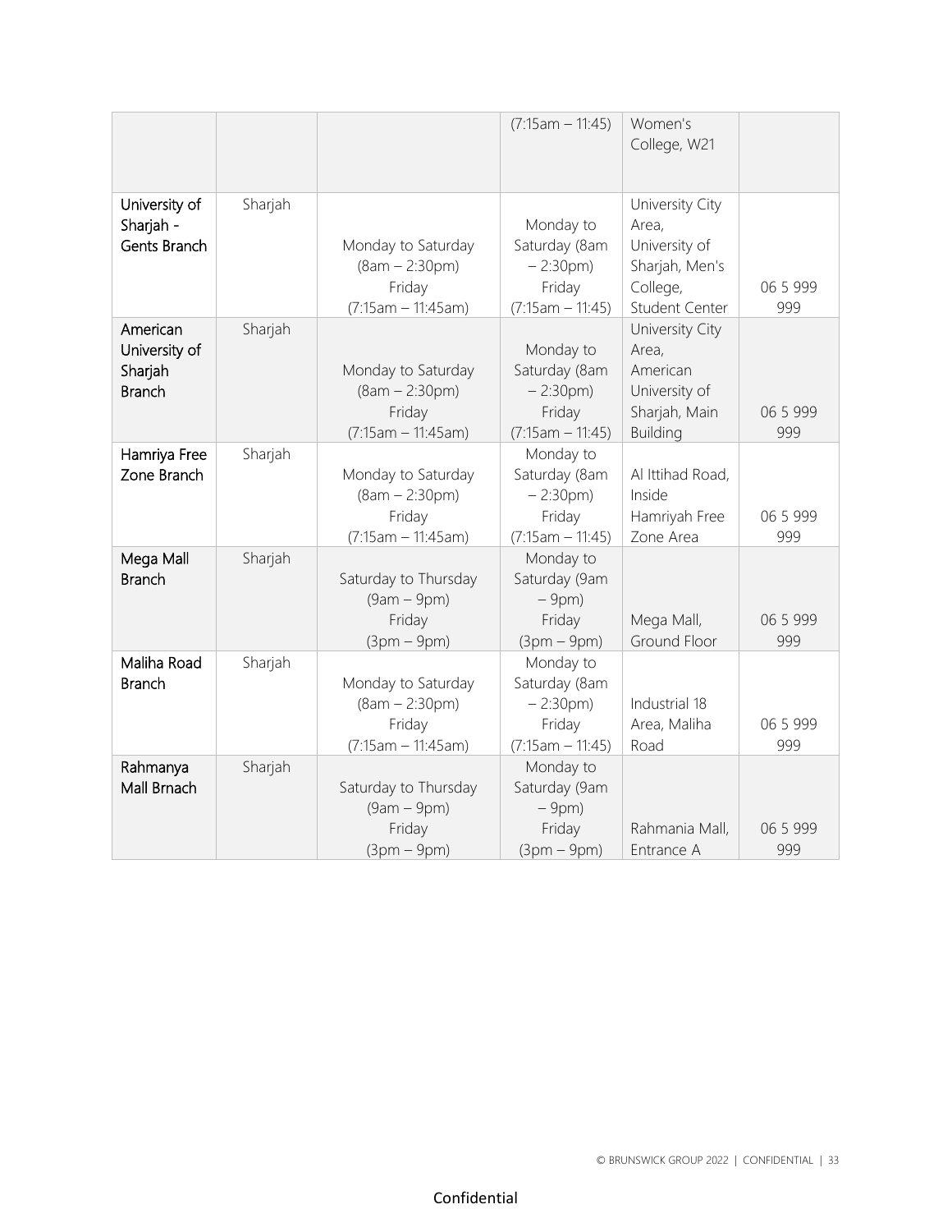| | | | | | |
|---|---|---|---|---|---|
| | | | (7:15am – 11:45) | Women's College, W21 | |
| University of Sharjah - Gents Branch | Sharjah | Monday to Saturday (8am – 2:30pm) Friday (7:15am – 11:45am) | Monday to Saturday (8am – 2:30pm) Friday (7:15am – 11:45) | University City Area, University of Sharjah, Men's College, Student Center | 06 5 999 999 |
| American University of Sharjah Branch | Sharjah | Monday to Saturday (8am – 2:30pm) Friday (7:15am – 11:45am) | Monday to Saturday (8am – 2:30pm) Friday (7:15am – 11:45) | University City Area, American University of Sharjah, Main Building | 06 5 999 999 |
| Hamriya Free Zone Branch | Sharjah | Monday to Saturday (8am – 2:30pm) Friday (7:15am – 11:45am) | Monday to Saturday (8am – 2:30pm) Friday (7:15am – 11:45) | Al Ittihad Road, Inside Hamriyah Free Zone Area | 06 5 999 999 |
| Mega Mall Branch | Sharjah | Saturday to Thursday (9am – 9pm) Friday (3pm – 9pm) | Monday to Saturday (9am – 9pm) Friday (3pm – 9pm) | Mega Mall, Ground Floor | 06 5 999 999 |
| Maliha Road Branch | Sharjah | Monday to Saturday (8am – 2:30pm) Friday (7:15am – 11:45am) | Monday to Saturday (8am – 2:30pm) Friday (7:15am – 11:45) | Industrial 18 Area, Maliha Road | 06 5 999 999 |
| Rahmanya Mall Brnach | Sharjah | Saturday to Thursday (9am – 9pm) Friday (3pm – 9pm) | Monday to Saturday (9am – 9pm) Friday (3pm – 9pm) | Rahmania Mall, Entrance A | 06 5 999 999 |

© BRUNSWICK GROUP 2022 | CONFIDENTIAL

Confidential